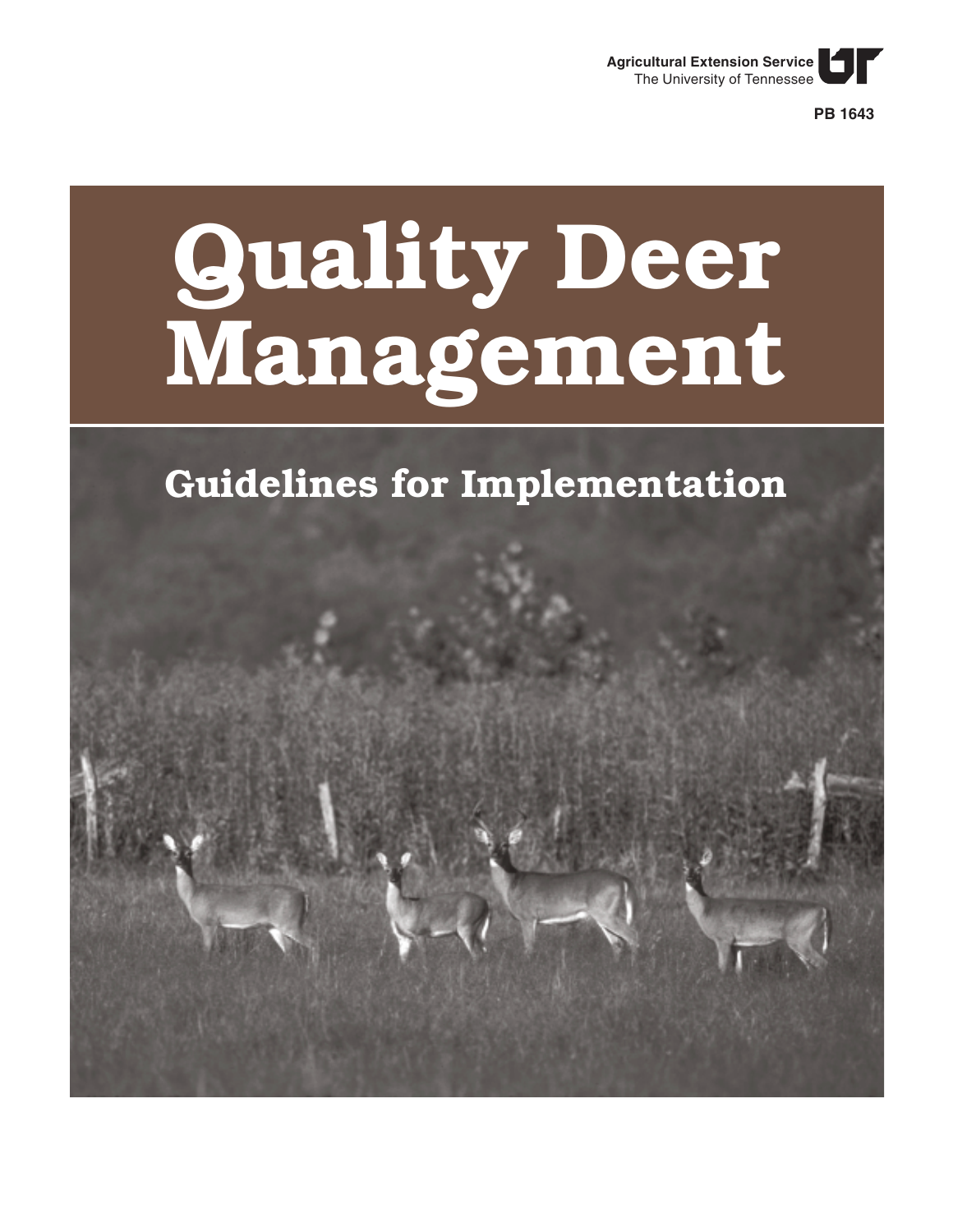Agricultural Extension Service
The University of Tennessee

PB 1643

# Quality Deer Management

## Guidelines for Implementation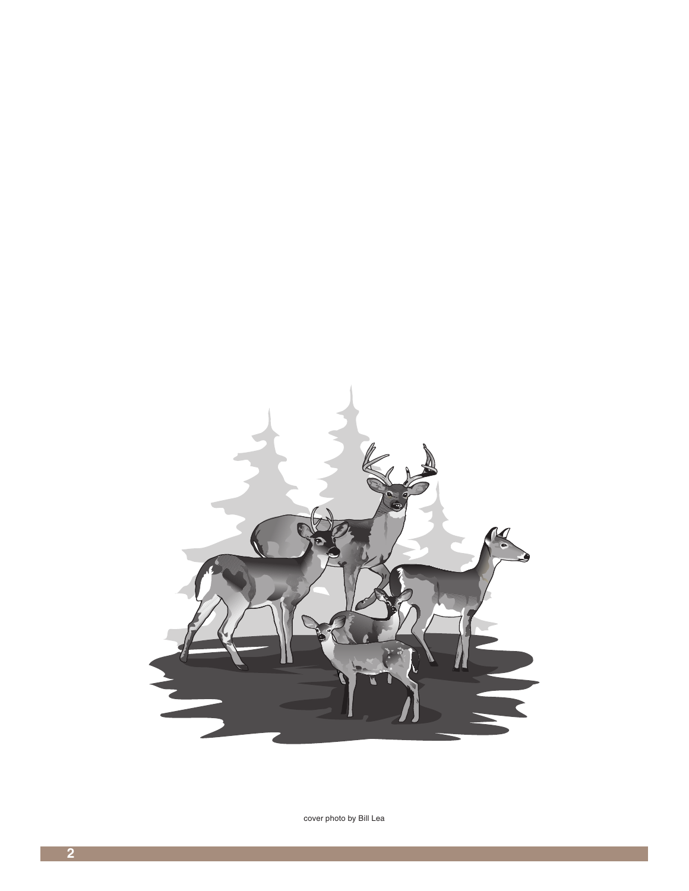cover photo by Bill Lea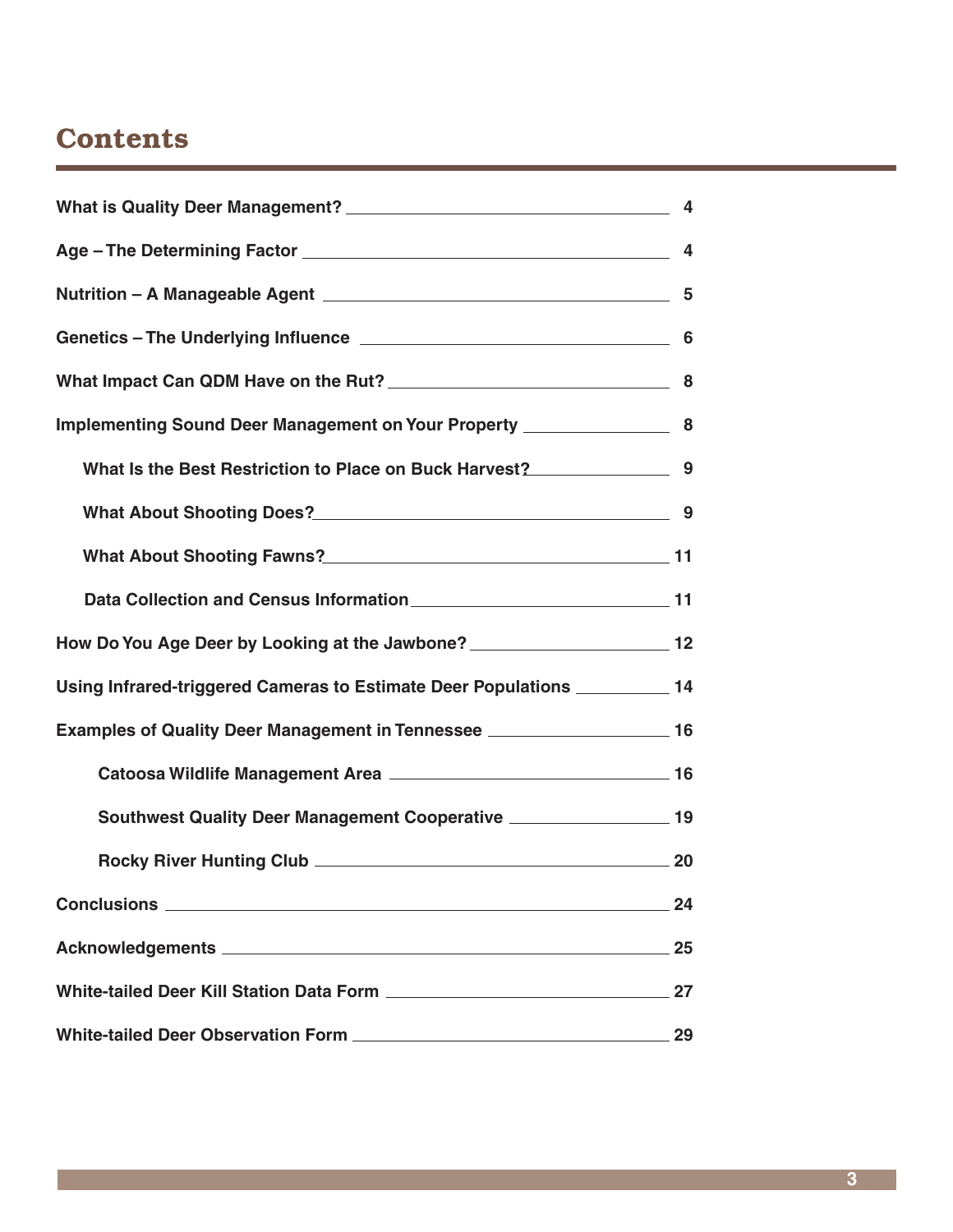# Contents

| | |
|---|---|
| What is Quality Deer Management? | 4 |
| Age – The Determining Factor | 4 |
| Nutrition – A Manageable Agent | 5 |
| Genetics – The Underlying Influence | 6 |
| What Impact Can QDM Have on the Rut? | 8 |
| Implementing Sound Deer Management on Your Property | 8 |
| What Is the Best Restriction to Place on Buck Harvest? | 9 |
| What About Shooting Does? | 9 |
| What About Shooting Fawns? | 11 |
| Data Collection and Census Information | 11 |
| How Do You Age Deer by Looking at the Jawbone? | 12 |
| Using Infrared-triggered Cameras to Estimate Deer Populations | 14 |
| Examples of Quality Deer Management in Tennessee | 16 |
| Catoosa Wildlife Management Area | 16 |
| Southwest Quality Deer Management Cooperative | 19 |
| Rocky River Hunting Club | 20 |
| Conclusions | 24 |
| Acknowledgements | 25 |
| White-tailed Deer Kill Station Data Form | 27 |
| White-tailed Deer Observation Form | 29 |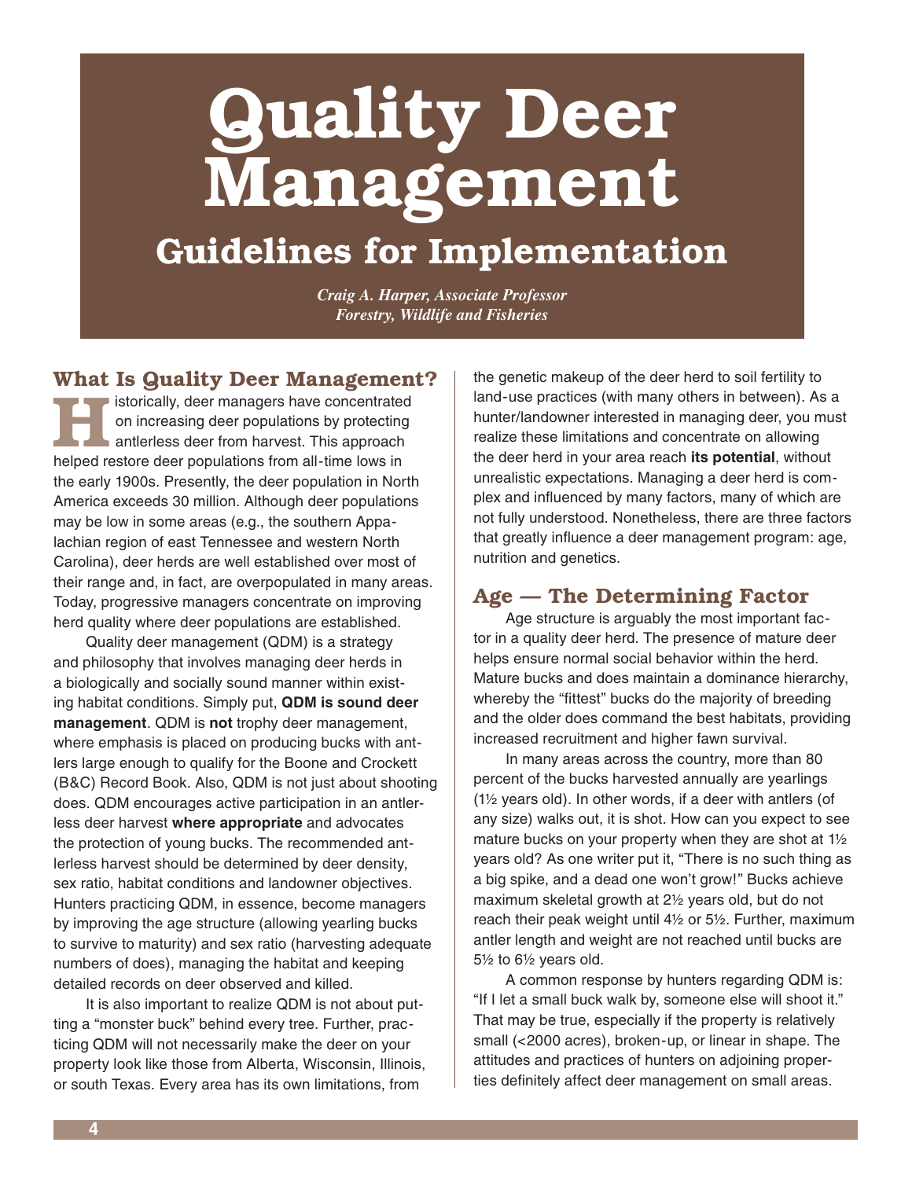# Quality Deer Management

## Guidelines for Implementation

*Craig A. Harper, Associate Professor*
*Forestry, Wildlife and Fisheries*

### What Is Quality Deer Management?

Historically, deer managers have concentrated on increasing deer populations by protecting antlerless deer from harvest. This approach helped restore deer populations from all-time lows in the early 1900s. Presently, the deer population in North America exceeds 30 million. Although deer populations may be low in some areas (e.g., the southern Appalachian region of east Tennessee and western North Carolina), deer herds are well established over most of their range and, in fact, are overpopulated in many areas. Today, progressive managers concentrate on improving herd quality where deer populations are established.

Quality deer management (QDM) is a strategy and philosophy that involves managing deer herds in a biologically and socially sound manner within existing habitat conditions. Simply put, **QDM is sound deer management**. QDM is **not** trophy deer management, where emphasis is placed on producing bucks with antlers large enough to qualify for the Boone and Crockett (B&C) Record Book. Also, QDM is not just about shooting does. QDM encourages active participation in an antlerless deer harvest **where appropriate** and advocates the protection of young bucks. The recommended antlerless harvest should be determined by deer density, sex ratio, habitat conditions and landowner objectives. Hunters practicing QDM, in essence, become managers by improving the age structure (allowing yearling bucks to survive to maturity) and sex ratio (harvesting adequate numbers of does), managing the habitat and keeping detailed records on deer observed and killed.

It is also important to realize QDM is not about putting a "monster buck" behind every tree. Further, practicing QDM will not necessarily make the deer on your property look like those from Alberta, Wisconsin, Illinois, or south Texas. Every area has its own limitations, from the genetic makeup of the deer herd to soil fertility to land-use practices (with many others in between). As a hunter/landowner interested in managing deer, you must realize these limitations and concentrate on allowing the deer herd in your area reach **its potential**, without unrealistic expectations. Managing a deer herd is complex and influenced by many factors, many of which are not fully understood. Nonetheless, there are three factors that greatly influence a deer management program: age, nutrition and genetics.

### Age — The Determining Factor

Age structure is arguably the most important factor in a quality deer herd. The presence of mature deer helps ensure normal social behavior within the herd. Mature bucks and does maintain a dominance hierarchy, whereby the "fittest" bucks do the majority of breeding and the older does command the best habitats, providing increased recruitment and higher fawn survival.

In many areas across the country, more than 80 percent of the bucks harvested annually are yearlings (1½ years old). In other words, if a deer with antlers (of any size) walks out, it is shot. How can you expect to see mature bucks on your property when they are shot at 1½ years old? As one writer put it, "There is no such thing as a big spike, and a dead one won't grow!" Bucks achieve maximum skeletal growth at 2½ years old, but do not reach their peak weight until 4½ or 5½. Further, maximum antler length and weight are not reached until bucks are 5½ to 6½ years old.

A common response by hunters regarding QDM is: "If I let a small buck walk by, someone else will shoot it." That may be true, especially if the property is relatively small (<2000 acres), broken-up, or linear in shape. The attitudes and practices of hunters on adjoining properties definitely affect deer management on small areas.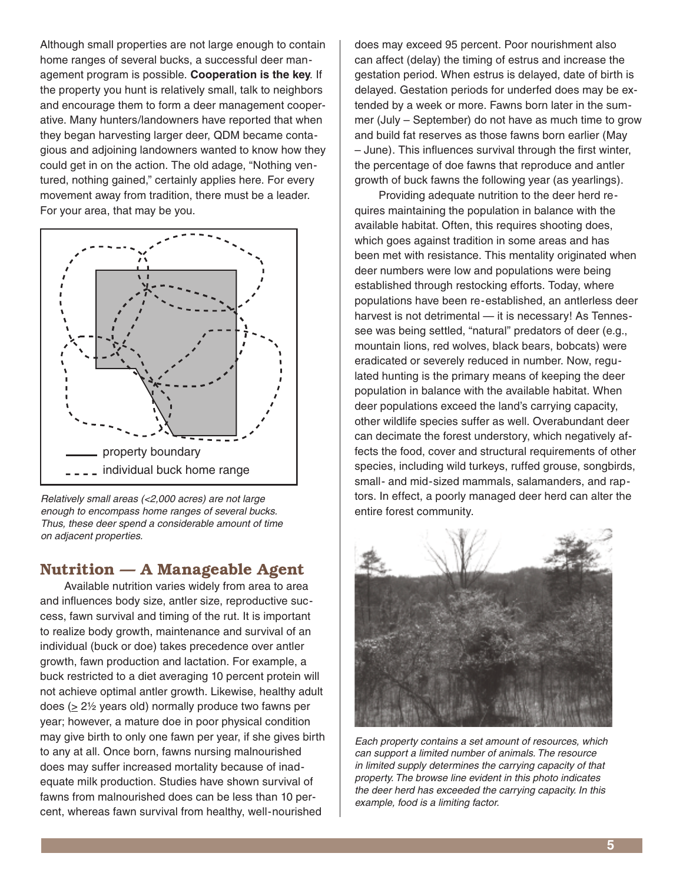Although small properties are not large enough to contain home ranges of several bucks, a successful deer management program is possible. **Cooperation is the key**. If the property you hunt is relatively small, talk to neighbors and encourage them to form a deer management cooperative. Many hunters/landowners have reported that when they began harvesting larger deer, QDM became contagious and adjoining landowners wanted to know how they could get in on the action. The old adage, "Nothing ventured, nothing gained," certainly applies here. For every movement away from tradition, there must be a leader. For your area, that may be you.

property boundary

individual buck home range

*Relatively small areas (<2,000 acres) are not large enough to encompass home ranges of several bucks. Thus, these deer spend a considerable amount of time on adjacent properties.*

## Nutrition — A Manageable Agent

Available nutrition varies widely from area to area and influences body size, antler size, reproductive success, fawn survival and timing of the rut. It is important to realize body growth, maintenance and survival of an individual (buck or doe) takes precedence over antler growth, fawn production and lactation. For example, a buck restricted to a diet averaging 10 percent protein will not achieve optimal antler growth. Likewise, healthy adult does (≥ 2½ years old) normally produce two fawns per year; however, a mature doe in poor physical condition may give birth to only one fawn per year, if she gives birth to any at all. Once born, fawns nursing malnourished does may suffer increased mortality because of inadequate milk production. Studies have shown survival of fawns from malnourished does can be less than 10 percent, whereas fawn survival from healthy, well-nourished does may exceed 95 percent. Poor nourishment also can affect (delay) the timing of estrus and increase the gestation period. When estrus is delayed, date of birth is delayed. Gestation periods for underfed does may be extended by a week or more. Fawns born later in the summer (July – September) do not have as much time to grow and build fat reserves as those fawns born earlier (May – June). This influences survival through the first winter, the percentage of doe fawns that reproduce and antler growth of buck fawns the following year (as yearlings).

Providing adequate nutrition to the deer herd requires maintaining the population in balance with the available habitat. Often, this requires shooting does, which goes against tradition in some areas and has been met with resistance. This mentality originated when deer numbers were low and populations were being established through restocking efforts. Today, where populations have been re-established, an antlerless deer harvest is not detrimental — it is necessary! As Tennessee was being settled, "natural" predators of deer (e.g., mountain lions, red wolves, black bears, bobcats) were eradicated or severely reduced in number. Now, regulated hunting is the primary means of keeping the deer population in balance with the available habitat. When deer populations exceed the land's carrying capacity, other wildlife species suffer as well. Overabundant deer can decimate the forest understory, which negatively affects the food, cover and structural requirements of other species, including wild turkeys, ruffed grouse, songbirds, small- and mid-sized mammals, salamanders, and raptors. In effect, a poorly managed deer herd can alter the entire forest community.

*Each property contains a set amount of resources, which can support a limited number of animals. The resource in limited supply determines the carrying capacity of that property. The browse line evident in this photo indicates the deer herd has exceeded the carrying capacity. In this example, food is a limiting factor.*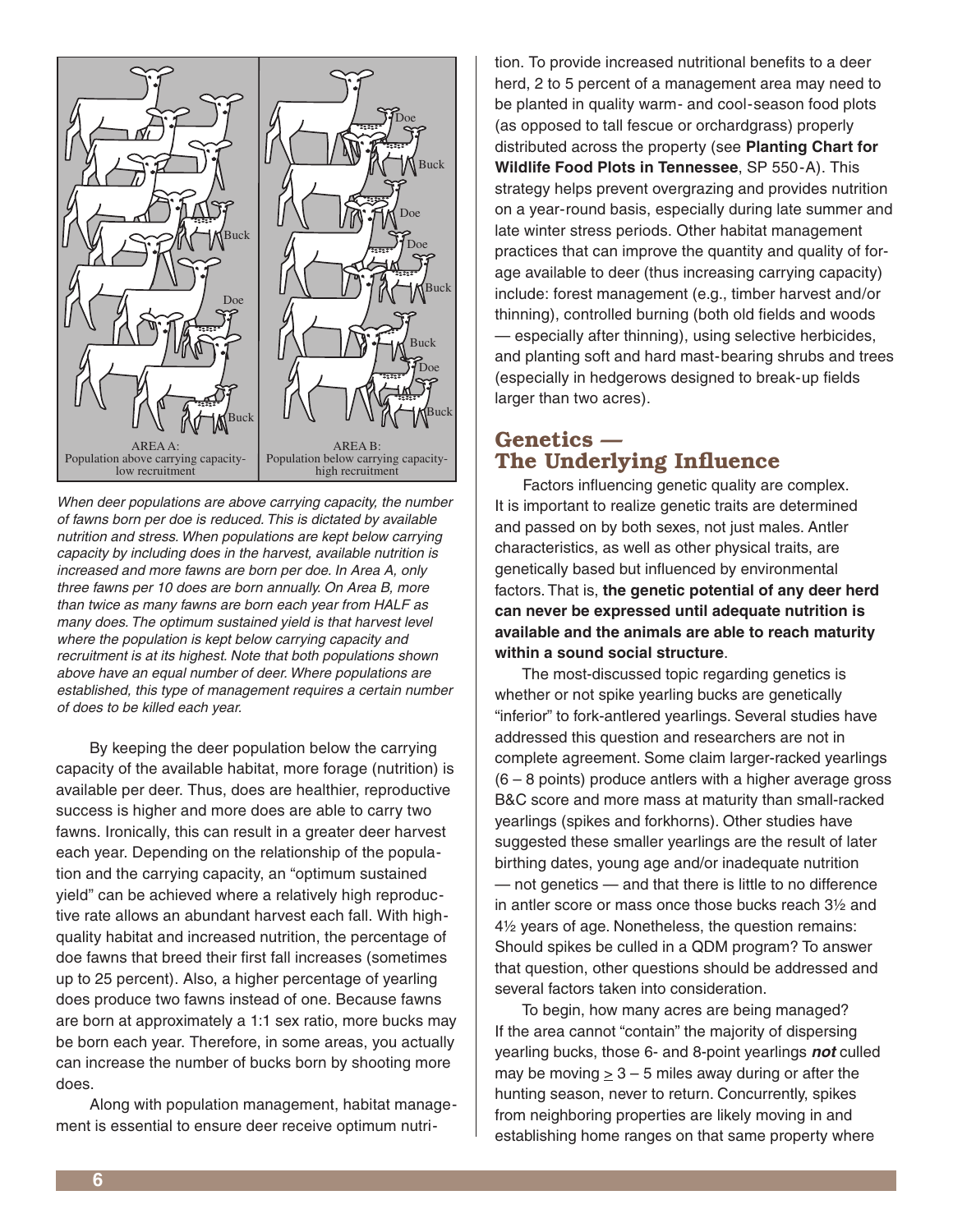AREA A: Population above carrying capacity-low recruitment

AREA B: Population below carrying capacity-high recruitment

*When deer populations are above carrying capacity, the number of fawns born per doe is reduced. This is dictated by available nutrition and stress. When populations are kept below carrying capacity by including does in the harvest, available nutrition is increased and more fawns are born per doe. In Area A, only three fawns per 10 does are born annually. On Area B, more than twice as many fawns are born each year from HALF as many does. The optimum sustained yield is that harvest level where the population is kept below carrying capacity and recruitment is at its highest. Note that both populations shown above have an equal number of deer. Where populations are established, this type of management requires a certain number of does to be killed each year.*

By keeping the deer population below the carrying capacity of the available habitat, more forage (nutrition) is available per deer. Thus, does are healthier, reproductive success is higher and more does are able to carry two fawns. Ironically, this can result in a greater deer harvest each year. Depending on the relationship of the population and the carrying capacity, an "optimum sustained yield" can be achieved where a relatively high reproductive rate allows an abundant harvest each fall. With high-quality habitat and increased nutrition, the percentage of doe fawns that breed their first fall increases (sometimes up to 25 percent). Also, a higher percentage of yearling does produce two fawns instead of one. Because fawns are born at approximately a 1:1 sex ratio, more bucks may be born each year. Therefore, in some areas, you actually can increase the number of bucks born by shooting more does.

Along with population management, habitat management is essential to ensure deer receive optimum nutrition. To provide increased nutritional benefits to a deer herd, 2 to 5 percent of a management area may need to be planted in quality warm- and cool-season food plots (as opposed to tall fescue or orchardgrass) properly distributed across the property (see **Planting Chart for Wildlife Food Plots in Tennessee**, SP 550-A). This strategy helps prevent overgrazing and provides nutrition on a year-round basis, especially during late summer and late winter stress periods. Other habitat management practices that can improve the quantity and quality of forage available to deer (thus increasing carrying capacity) include: forest management (e.g., timber harvest and/or thinning), controlled burning (both old fields and woods — especially after thinning), using selective herbicides, and planting soft and hard mast-bearing shrubs and trees (especially in hedgerows designed to break-up fields larger than two acres).

## Genetics — The Underlying Influence

Factors influencing genetic quality are complex. It is important to realize genetic traits are determined and passed on by both sexes, not just males. Antler characteristics, as well as other physical traits, are genetically based but influenced by environmental factors. That is, **the genetic potential of any deer herd can never be expressed until adequate nutrition is available and the animals are able to reach maturity within a sound social structure**.

The most-discussed topic regarding genetics is whether or not spike yearling bucks are genetically "inferior" to fork-antlered yearlings. Several studies have addressed this question and researchers are not in complete agreement. Some claim larger-racked yearlings (6 – 8 points) produce antlers with a higher average gross B&C score and more mass at maturity than small-racked yearlings (spikes and forkhorns). Other studies have suggested these smaller yearlings are the result of later birthing dates, young age and/or inadequate nutrition — not genetics — and that there is little to no difference in antler score or mass once those bucks reach 3½ and 4½ years of age. Nonetheless, the question remains: Should spikes be culled in a QDM program? To answer that question, other questions should be addressed and several factors taken into consideration.

To begin, how many acres are being managed? If the area cannot "contain" the majority of dispersing yearling bucks, those 6- and 8-point yearlings ***not*** culled may be moving $\geq$ 3 – 5 miles away during or after the hunting season, never to return. Concurrently, spikes from neighboring properties are likely moving in and establishing home ranges on that same property where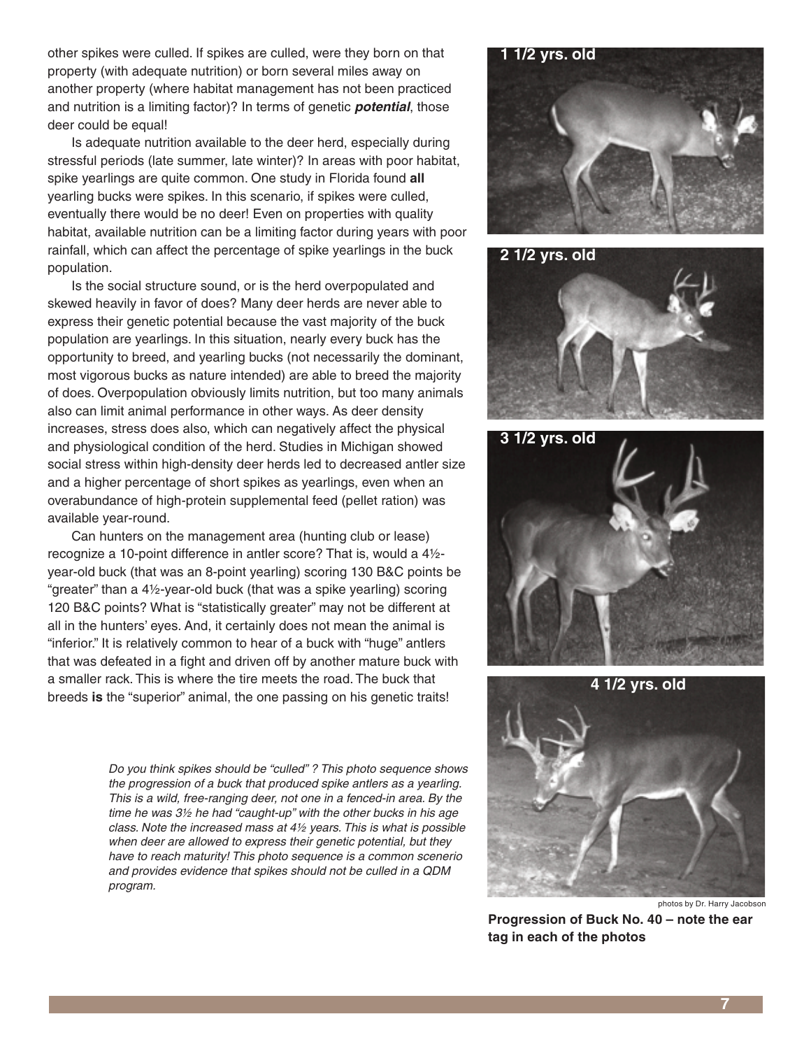other spikes were culled. If spikes are culled, were they born on that property (with adequate nutrition) or born several miles away on another property (where habitat management has not been practiced and nutrition is a limiting factor)? In terms of genetic ***potential***, those deer could be equal!

Is adequate nutrition available to the deer herd, especially during stressful periods (late summer, late winter)? In areas with poor habitat, spike yearlings are quite common. One study in Florida found **all** yearling bucks were spikes. In this scenario, if spikes were culled, eventually there would be no deer! Even on properties with quality habitat, available nutrition can be a limiting factor during years with poor rainfall, which can affect the percentage of spike yearlings in the buck population.

Is the social structure sound, or is the herd overpopulated and skewed heavily in favor of does? Many deer herds are never able to express their genetic potential because the vast majority of the buck population are yearlings. In this situation, nearly every buck has the opportunity to breed, and yearling bucks (not necessarily the dominant, most vigorous bucks as nature intended) are able to breed the majority of does. Overpopulation obviously limits nutrition, but too many animals also can limit animal performance in other ways. As deer density increases, stress does also, which can negatively affect the physical and physiological condition of the herd. Studies in Michigan showed social stress within high-density deer herds led to decreased antler size and a higher percentage of short spikes as yearlings, even when an overabundance of high-protein supplemental feed (pellet ration) was available year-round.

Can hunters on the management area (hunting club or lease) recognize a 10-point difference in antler score? That is, would a 4½-year-old buck (that was an 8-point yearling) scoring 130 B&C points be "greater" than a 4½-year-old buck (that was a spike yearling) scoring 120 B&C points? What is "statistically greater" may not be different at all in the hunters' eyes. And, it certainly does not mean the animal is "inferior." It is relatively common to hear of a buck with "huge" antlers that was defeated in a fight and driven off by another mature buck with a smaller rack. This is where the tire meets the road. The buck that breeds **is** the "superior" animal, the one passing on his genetic traits!

*Do you think spikes should be "culled" ? This photo sequence shows the progression of a buck that produced spike antlers as a yearling. This is a wild, free-ranging deer, not one in a fenced-in area. By the time he was 3½ he had "caught-up" with the other bucks in his age class. Note the increased mass at 4½ years. This is what is possible when deer are allowed to express their genetic potential, but they have to reach maturity! This photo sequence is a common scenerio and provides evidence that spikes should not be culled in a QDM program.*

1 1/2 yrs. old

2 1/2 yrs. old

3 1/2 yrs. old

4 1/2 yrs. old

photos by Dr. Harry Jacobson

**Progression of Buck No. 40 – note the ear tag in each of the photos**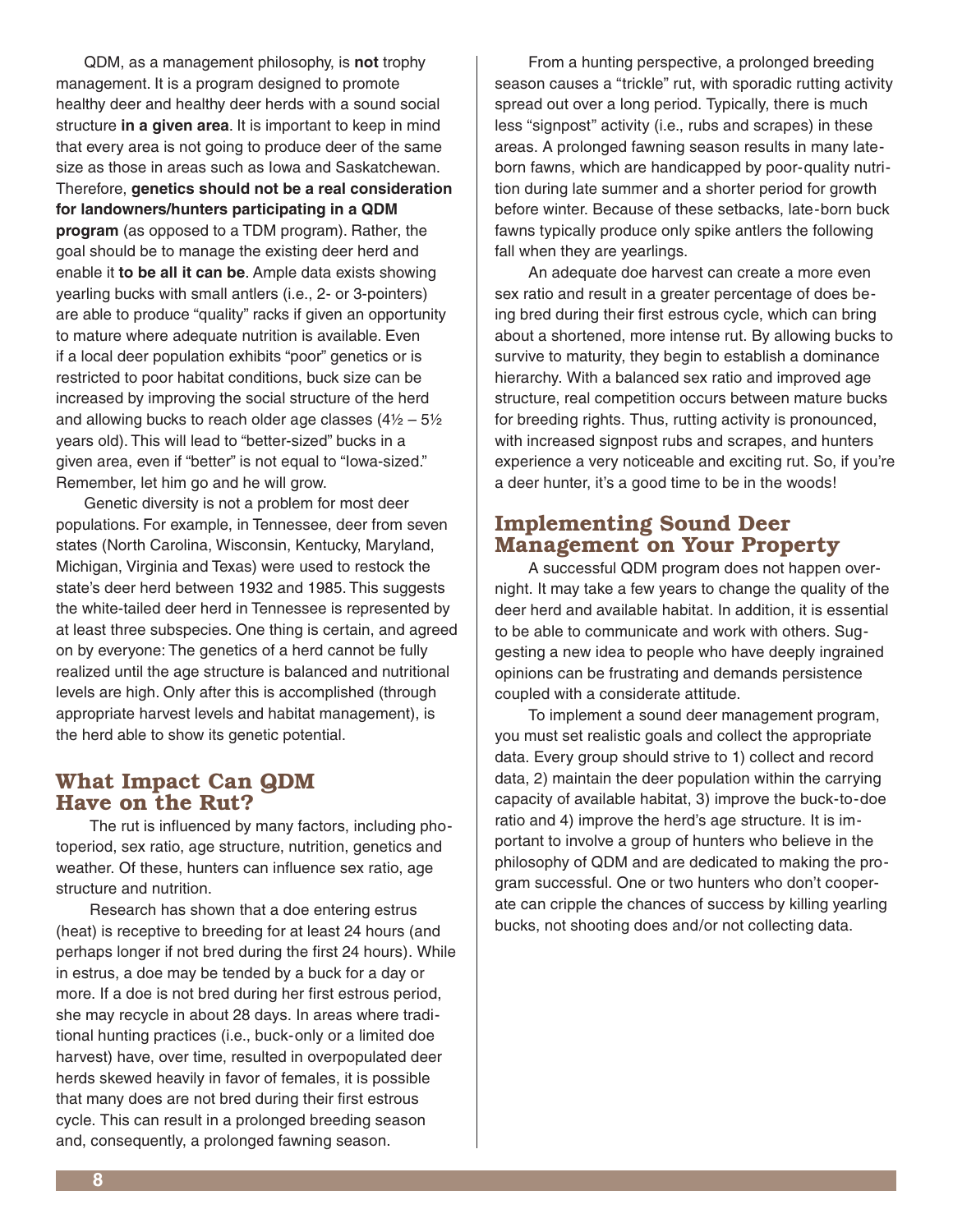QDM, as a management philosophy, is **not** trophy management. It is a program designed to promote healthy deer and healthy deer herds with a sound social structure **in a given area**. It is important to keep in mind that every area is not going to produce deer of the same size as those in areas such as Iowa and Saskatchewan. Therefore, **genetics should not be a real consideration for landowners/hunters participating in a QDM program** (as opposed to a TDM program). Rather, the goal should be to manage the existing deer herd and enable it **to be all it can be**. Ample data exists showing yearling bucks with small antlers (i.e., 2- or 3-pointers) are able to produce "quality" racks if given an opportunity to mature where adequate nutrition is available. Even if a local deer population exhibits "poor" genetics or is restricted to poor habitat conditions, buck size can be increased by improving the social structure of the herd and allowing bucks to reach older age classes (4½ – 5½ years old). This will lead to "better-sized" bucks in a given area, even if "better" is not equal to "Iowa-sized." Remember, let him go and he will grow.

Genetic diversity is not a problem for most deer populations. For example, in Tennessee, deer from seven states (North Carolina, Wisconsin, Kentucky, Maryland, Michigan, Virginia and Texas) were used to restock the state's deer herd between 1932 and 1985. This suggests the white-tailed deer herd in Tennessee is represented by at least three subspecies. One thing is certain, and agreed on by everyone: The genetics of a herd cannot be fully realized until the age structure is balanced and nutritional levels are high. Only after this is accomplished (through appropriate harvest levels and habitat management), is the herd able to show its genetic potential.

## What Impact Can QDM Have on the Rut?

The rut is influenced by many factors, including photoperiod, sex ratio, age structure, nutrition, genetics and weather. Of these, hunters can influence sex ratio, age structure and nutrition.

Research has shown that a doe entering estrus (heat) is receptive to breeding for at least 24 hours (and perhaps longer if not bred during the first 24 hours). While in estrus, a doe may be tended by a buck for a day or more. If a doe is not bred during her first estrous period, she may recycle in about 28 days. In areas where traditional hunting practices (i.e., buck-only or a limited doe harvest) have, over time, resulted in overpopulated deer herds skewed heavily in favor of females, it is possible that many does are not bred during their first estrous cycle. This can result in a prolonged breeding season and, consequently, a prolonged fawning season.

From a hunting perspective, a prolonged breeding season causes a "trickle" rut, with sporadic rutting activity spread out over a long period. Typically, there is much less "signpost" activity (i.e., rubs and scrapes) in these areas. A prolonged fawning season results in many late-born fawns, which are handicapped by poor-quality nutrition during late summer and a shorter period for growth before winter. Because of these setbacks, late-born buck fawns typically produce only spike antlers the following fall when they are yearlings.

An adequate doe harvest can create a more even sex ratio and result in a greater percentage of does being bred during their first estrous cycle, which can bring about a shortened, more intense rut. By allowing bucks to survive to maturity, they begin to establish a dominance hierarchy. With a balanced sex ratio and improved age structure, real competition occurs between mature bucks for breeding rights. Thus, rutting activity is pronounced, with increased signpost rubs and scrapes, and hunters experience a very noticeable and exciting rut. So, if you're a deer hunter, it's a good time to be in the woods!

## Implementing Sound Deer Management on Your Property

A successful QDM program does not happen overnight. It may take a few years to change the quality of the deer herd and available habitat. In addition, it is essential to be able to communicate and work with others. Suggesting a new idea to people who have deeply ingrained opinions can be frustrating and demands persistence coupled with a considerate attitude.

To implement a sound deer management program, you must set realistic goals and collect the appropriate data. Every group should strive to 1) collect and record data, 2) maintain the deer population within the carrying capacity of available habitat, 3) improve the buck-to-doe ratio and 4) improve the herd's age structure. It is important to involve a group of hunters who believe in the philosophy of QDM and are dedicated to making the program successful. One or two hunters who don't cooperate can cripple the chances of success by killing yearling bucks, not shooting does and/or not collecting data.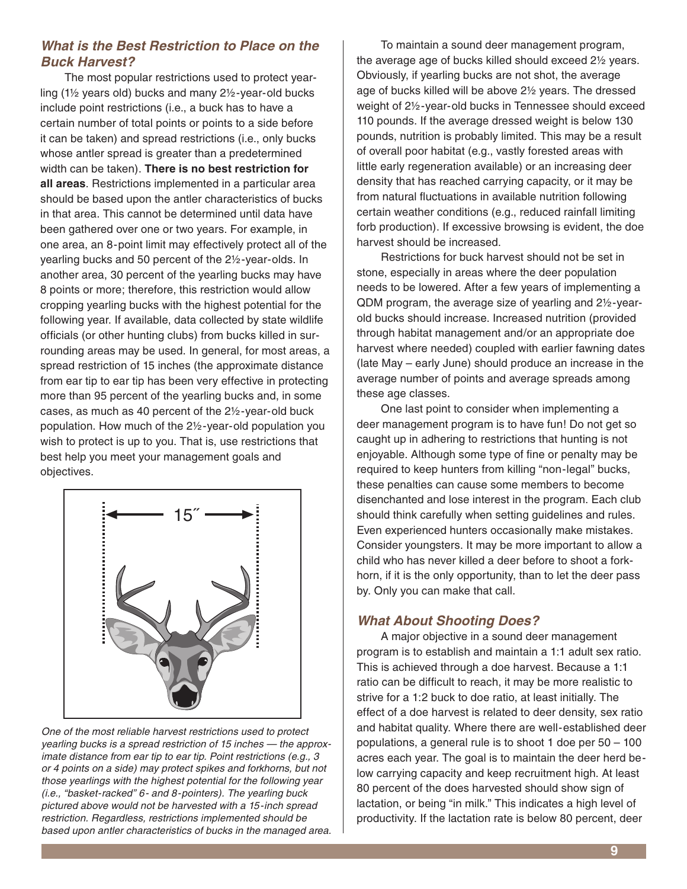### *What is the Best Restriction to Place on the Buck Harvest?*

The most popular restrictions used to protect yearling (1½ years old) bucks and many 2½-year-old bucks include point restrictions (i.e., a buck has to have a certain number of total points or points to a side before it can be taken) and spread restrictions (i.e., only bucks whose antler spread is greater than a predetermined width can be taken). **There is no best restriction for all areas**. Restrictions implemented in a particular area should be based upon the antler characteristics of bucks in that area. This cannot be determined until data have been gathered over one or two years. For example, in one area, an 8-point limit may effectively protect all of the yearling bucks and 50 percent of the 2½-year-olds. In another area, 30 percent of the yearling bucks may have 8 points or more; therefore, this restriction would allow cropping yearling bucks with the highest potential for the following year. If available, data collected by state wildlife officials (or other hunting clubs) from bucks killed in surrounding areas may be used. In general, for most areas, a spread restriction of 15 inches (the approximate distance from ear tip to ear tip has been very effective in protecting more than 95 percent of the yearling bucks and, in some cases, as much as 40 percent of the 2½-year-old buck population. How much of the 2½-year-old population you wish to protect is up to you. That is, use restrictions that best help you meet your management goals and objectives.

*One of the most reliable harvest restrictions used to protect yearling bucks is a spread restriction of 15 inches — the approximate distance from ear tip to ear tip. Point restrictions (e.g., 3 or 4 points on a side) may protect spikes and forkhorns, but not those yearlings with the highest potential for the following year (i.e., "basket-racked" 6- and 8-pointers). The yearling buck pictured above would not be harvested with a 15-inch spread restriction. Regardless, restrictions implemented should be based upon antler characteristics of bucks in the managed area.*

To maintain a sound deer management program, the average age of bucks killed should exceed 2½ years. Obviously, if yearling bucks are not shot, the average age of bucks killed will be above 2½ years. The dressed weight of 2½-year-old bucks in Tennessee should exceed 110 pounds. If the average dressed weight is below 130 pounds, nutrition is probably limited. This may be a result of overall poor habitat (e.g., vastly forested areas with little early regeneration available) or an increasing deer density that has reached carrying capacity, or it may be from natural fluctuations in available nutrition following certain weather conditions (e.g., reduced rainfall limiting forb production). If excessive browsing is evident, the doe harvest should be increased.

Restrictions for buck harvest should not be set in stone, especially in areas where the deer population needs to be lowered. After a few years of implementing a QDM program, the average size of yearling and 2½-year-old bucks should increase. Increased nutrition (provided through habitat management and/or an appropriate doe harvest where needed) coupled with earlier fawning dates (late May – early June) should produce an increase in the average number of points and average spreads among these age classes.

One last point to consider when implementing a deer management program is to have fun! Do not get so caught up in adhering to restrictions that hunting is not enjoyable. Although some type of fine or penalty may be required to keep hunters from killing "non-legal" bucks, these penalties can cause some members to become disenchanted and lose interest in the program. Each club should think carefully when setting guidelines and rules. Even experienced hunters occasionally make mistakes. Consider youngsters. It may be more important to allow a child who has never killed a deer before to shoot a forkhorn, if it is the only opportunity, than to let the deer pass by. Only you can make that call.

### *What About Shooting Does?*

A major objective in a sound deer management program is to establish and maintain a 1:1 adult sex ratio. This is achieved through a doe harvest. Because a 1:1 ratio can be difficult to reach, it may be more realistic to strive for a 1:2 buck to doe ratio, at least initially. The effect of a doe harvest is related to deer density, sex ratio and habitat quality. Where there are well-established deer populations, a general rule is to shoot 1 doe per 50 – 100 acres each year. The goal is to maintain the deer herd below carrying capacity and keep recruitment high. At least 80 percent of the does harvested should show sign of lactation, or being "in milk." This indicates a high level of productivity. If the lactation rate is below 80 percent, deer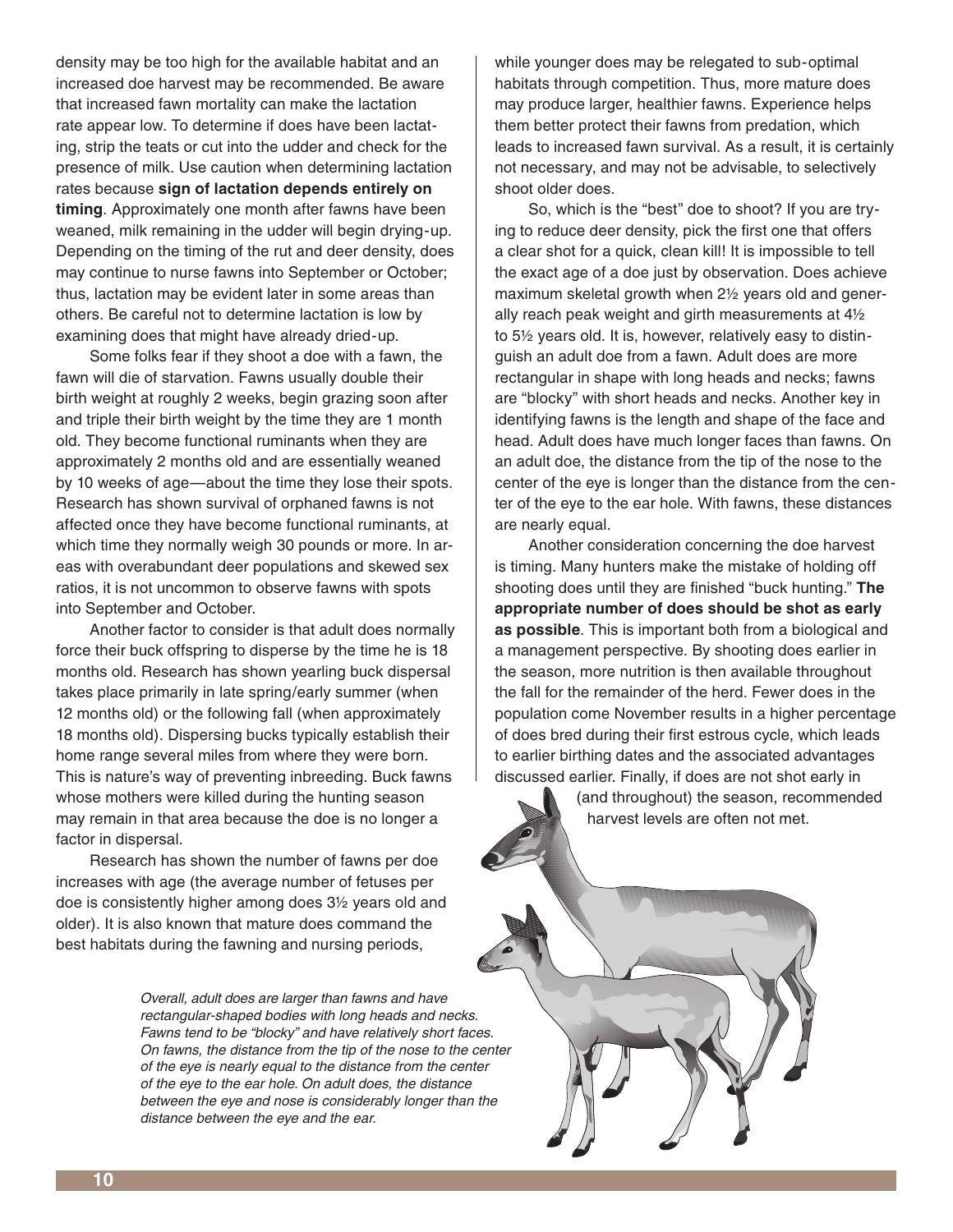density may be too high for the available habitat and an increased doe harvest may be recommended. Be aware that increased fawn mortality can make the lactation rate appear low. To determine if does have been lactating, strip the teats or cut into the udder and check for the presence of milk. Use caution when determining lactation rates because **sign of lactation depends entirely on timing**. Approximately one month after fawns have been weaned, milk remaining in the udder will begin drying-up. Depending on the timing of the rut and deer density, does may continue to nurse fawns into September or October; thus, lactation may be evident later in some areas than others. Be careful not to determine lactation is low by examining does that might have already dried-up.

Some folks fear if they shoot a doe with a fawn, the fawn will die of starvation. Fawns usually double their birth weight at roughly 2 weeks, begin grazing soon after and triple their birth weight by the time they are 1 month old. They become functional ruminants when they are approximately 2 months old and are essentially weaned by 10 weeks of age—about the time they lose their spots. Research has shown survival of orphaned fawns is not affected once they have become functional ruminants, at which time they normally weigh 30 pounds or more. In areas with overabundant deer populations and skewed sex ratios, it is not uncommon to observe fawns with spots into September and October.

Another factor to consider is that adult does normally force their buck offspring to disperse by the time he is 18 months old. Research has shown yearling buck dispersal takes place primarily in late spring/early summer (when 12 months old) or the following fall (when approximately 18 months old). Dispersing bucks typically establish their home range several miles from where they were born. This is nature's way of preventing inbreeding. Buck fawns whose mothers were killed during the hunting season may remain in that area because the doe is no longer a factor in dispersal.

Research has shown the number of fawns per doe increases with age (the average number of fetuses per doe is consistently higher among does 3½ years old and older). It is also known that mature does command the best habitats during the fawning and nursing periods, while younger does may be relegated to sub-optimal habitats through competition. Thus, more mature does may produce larger, healthier fawns. Experience helps them better protect their fawns from predation, which leads to increased fawn survival. As a result, it is certainly not necessary, and may not be advisable, to selectively shoot older does.

So, which is the "best" doe to shoot? If you are trying to reduce deer density, pick the first one that offers a clear shot for a quick, clean kill! It is impossible to tell the exact age of a doe just by observation. Does achieve maximum skeletal growth when 2½ years old and generally reach peak weight and girth measurements at 4½ to 5½ years old. It is, however, relatively easy to distinguish an adult doe from a fawn. Adult does are more rectangular in shape with long heads and necks; fawns are "blocky" with short heads and necks. Another key in identifying fawns is the length and shape of the face and head. Adult does have much longer faces than fawns. On an adult doe, the distance from the tip of the nose to the center of the eye is longer than the distance from the center of the eye to the ear hole. With fawns, these distances are nearly equal.

Another consideration concerning the doe harvest is timing. Many hunters make the mistake of holding off shooting does until they are finished "buck hunting." **The appropriate number of does should be shot as early as possible**. This is important both from a biological and a management perspective. By shooting does earlier in the season, more nutrition is then available throughout the fall for the remainder of the herd. Fewer does in the population come November results in a higher percentage of does bred during their first estrous cycle, which leads to earlier birthing dates and the associated advantages discussed earlier. Finally, if does are not shot early in (and throughout) the season, recommended harvest levels are often not met.

*Overall, adult does are larger than fawns and have rectangular-shaped bodies with long heads and necks. Fawns tend to be "blocky" and have relatively short faces. On fawns, the distance from the tip of the nose to the center of the eye is nearly equal to the distance from the center of the eye to the ear hole. On adult does, the distance between the eye and nose is considerably longer than the distance between the eye and the ear.*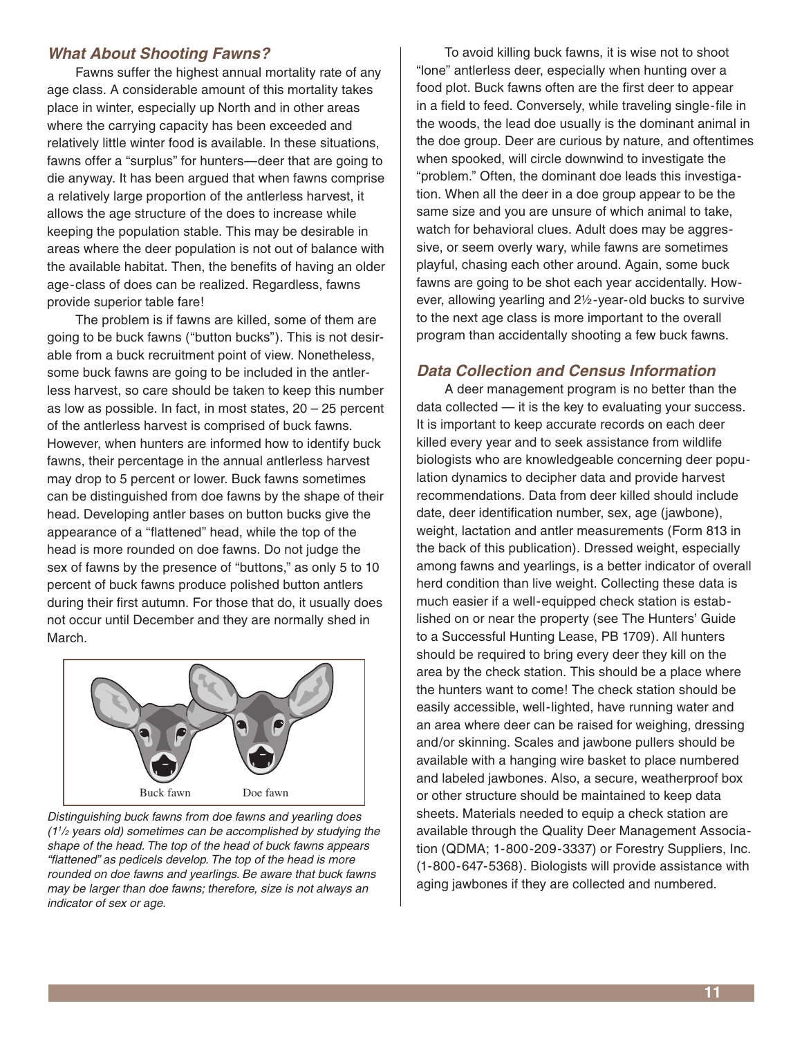### *What About Shooting Fawns?*

Fawns suffer the highest annual mortality rate of any age class. A considerable amount of this mortality takes place in winter, especially up North and in other areas where the carrying capacity has been exceeded and relatively little winter food is available. In these situations, fawns offer a "surplus" for hunters—deer that are going to die anyway. It has been argued that when fawns comprise a relatively large proportion of the antlerless harvest, it allows the age structure of the does to increase while keeping the population stable. This may be desirable in areas where the deer population is not out of balance with the available habitat. Then, the benefits of having an older age-class of does can be realized. Regardless, fawns provide superior table fare!

The problem is if fawns are killed, some of them are going to be buck fawns ("button bucks"). This is not desirable from a buck recruitment point of view. Nonetheless, some buck fawns are going to be included in the antlerless harvest, so care should be taken to keep this number as low as possible. In fact, in most states, 20 – 25 percent of the antlerless harvest is comprised of buck fawns. However, when hunters are informed how to identify buck fawns, their percentage in the annual antlerless harvest may drop to 5 percent or lower. Buck fawns sometimes can be distinguished from doe fawns by the shape of their head. Developing antler bases on button bucks give the appearance of a "flattened" head, while the top of the head is more rounded on doe fawns. Do not judge the sex of fawns by the presence of "buttons," as only 5 to 10 percent of buck fawns produce polished button antlers during their first autumn. For those that do, it usually does not occur until December and they are normally shed in March.

Buck fawn Doe fawn

*Distinguishing buck fawns from doe fawns and yearling does (1½ years old) sometimes can be accomplished by studying the shape of the head. The top of the head of buck fawns appears "flattened" as pedicels develop. The top of the head is more rounded on doe fawns and yearlings. Be aware that buck fawns may be larger than doe fawns; therefore, size is not always an indicator of sex or age.*

To avoid killing buck fawns, it is wise not to shoot "lone" antlerless deer, especially when hunting over a food plot. Buck fawns often are the first deer to appear in a field to feed. Conversely, while traveling single-file in the woods, the lead doe usually is the dominant animal in the doe group. Deer are curious by nature, and oftentimes when spooked, will circle downwind to investigate the "problem." Often, the dominant doe leads this investigation. When all the deer in a doe group appear to be the same size and you are unsure of which animal to take, watch for behavioral clues. Adult does may be aggressive, or seem overly wary, while fawns are sometimes playful, chasing each other around. Again, some buck fawns are going to be shot each year accidentally. However, allowing yearling and 2½-year-old bucks to survive to the next age class is more important to the overall program than accidentally shooting a few buck fawns.

### *Data Collection and Census Information*

A deer management program is no better than the data collected — it is the key to evaluating your success. It is important to keep accurate records on each deer killed every year and to seek assistance from wildlife biologists who are knowledgeable concerning deer population dynamics to decipher data and provide harvest recommendations. Data from deer killed should include date, deer identification number, sex, age (jawbone), weight, lactation and antler measurements (Form 813 in the back of this publication). Dressed weight, especially among fawns and yearlings, is a better indicator of overall herd condition than live weight. Collecting these data is much easier if a well-equipped check station is established on or near the property (see The Hunters' Guide to a Successful Hunting Lease, PB 1709). All hunters should be required to bring every deer they kill on the area by the check station. This should be a place where the hunters want to come! The check station should be easily accessible, well-lighted, have running water and an area where deer can be raised for weighing, dressing and/or skinning. Scales and jawbone pullers should be available with a hanging wire basket to place numbered and labeled jawbones. Also, a secure, weatherproof box or other structure should be maintained to keep data sheets. Materials needed to equip a check station are available through the Quality Deer Management Association (QDMA; 1-800-209-3337) or Forestry Suppliers, Inc. (1-800-647-5368). Biologists will provide assistance with aging jawbones if they are collected and numbered.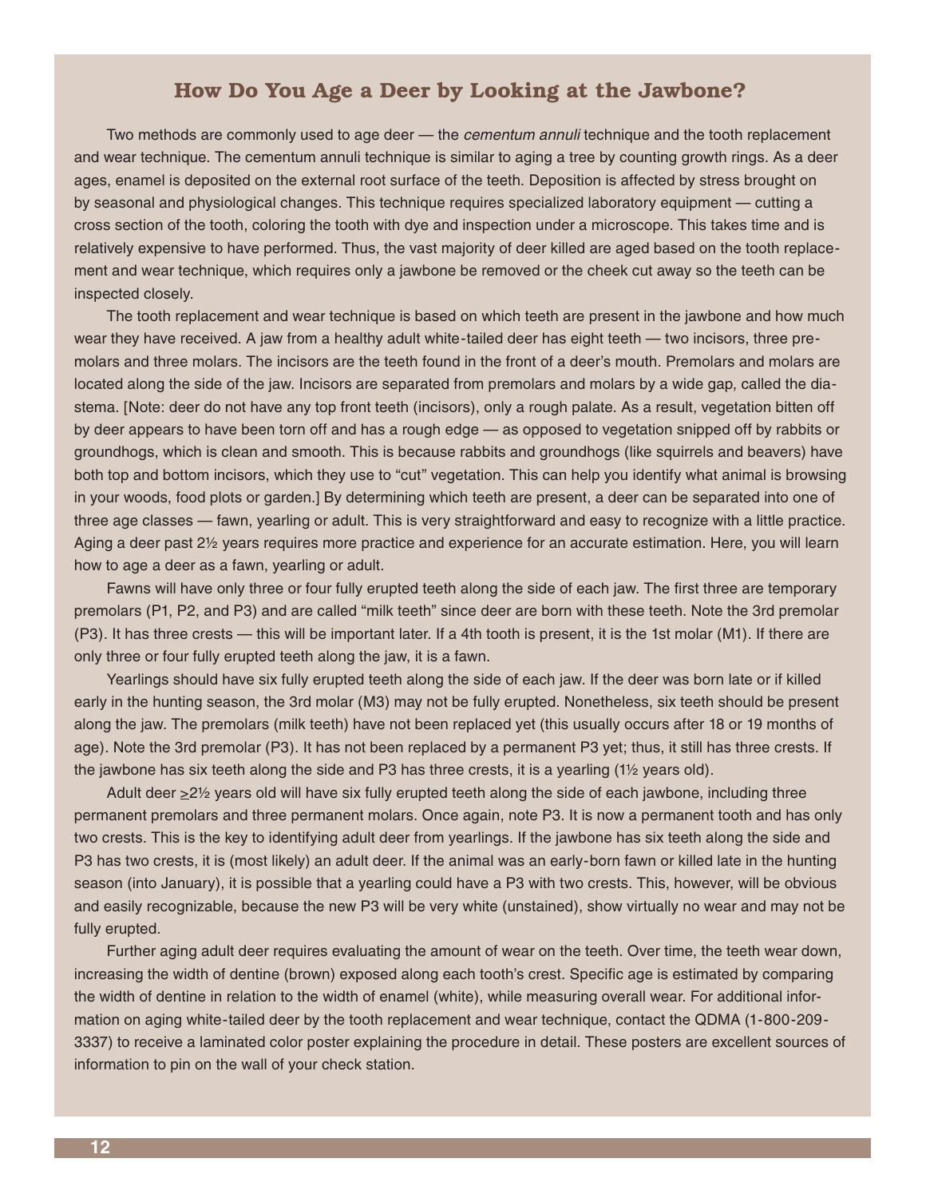## How Do You Age a Deer by Looking at the Jawbone?

Two methods are commonly used to age deer — the *cementum annuli* technique and the tooth replacement and wear technique. The cementum annuli technique is similar to aging a tree by counting growth rings. As a deer ages, enamel is deposited on the external root surface of the teeth. Deposition is affected by stress brought on by seasonal and physiological changes. This technique requires specialized laboratory equipment — cutting a cross section of the tooth, coloring the tooth with dye and inspection under a microscope. This takes time and is relatively expensive to have performed. Thus, the vast majority of deer killed are aged based on the tooth replacement and wear technique, which requires only a jawbone be removed or the cheek cut away so the teeth can be inspected closely.

The tooth replacement and wear technique is based on which teeth are present in the jawbone and how much wear they have received. A jaw from a healthy adult white-tailed deer has eight teeth — two incisors, three premolars and three molars. The incisors are the teeth found in the front of a deer's mouth. Premolars and molars are located along the side of the jaw. Incisors are separated from premolars and molars by a wide gap, called the diastema. [Note: deer do not have any top front teeth (incisors), only a rough palate. As a result, vegetation bitten off by deer appears to have been torn off and has a rough edge — as opposed to vegetation snipped off by rabbits or groundhogs, which is clean and smooth. This is because rabbits and groundhogs (like squirrels and beavers) have both top and bottom incisors, which they use to "cut" vegetation. This can help you identify what animal is browsing in your woods, food plots or garden.] By determining which teeth are present, a deer can be separated into one of three age classes — fawn, yearling or adult. This is very straightforward and easy to recognize with a little practice. Aging a deer past 2½ years requires more practice and experience for an accurate estimation. Here, you will learn how to age a deer as a fawn, yearling or adult.

Fawns will have only three or four fully erupted teeth along the side of each jaw. The first three are temporary premolars (P1, P2, and P3) and are called "milk teeth" since deer are born with these teeth. Note the 3rd premolar (P3). It has three crests — this will be important later. If a 4th tooth is present, it is the 1st molar (M1). If there are only three or four fully erupted teeth along the jaw, it is a fawn.

Yearlings should have six fully erupted teeth along the side of each jaw. If the deer was born late or if killed early in the hunting season, the 3rd molar (M3) may not be fully erupted. Nonetheless, six teeth should be present along the jaw. The premolars (milk teeth) have not been replaced yet (this usually occurs after 18 or 19 months of age). Note the 3rd premolar (P3). It has not been replaced by a permanent P3 yet; thus, it still has three crests. If the jawbone has six teeth along the side and P3 has three crests, it is a yearling (1½ years old).

Adult deer ≥2½ years old will have six fully erupted teeth along the side of each jawbone, including three permanent premolars and three permanent molars. Once again, note P3. It is now a permanent tooth and has only two crests. This is the key to identifying adult deer from yearlings. If the jawbone has six teeth along the side and P3 has two crests, it is (most likely) an adult deer. If the animal was an early-born fawn or killed late in the hunting season (into January), it is possible that a yearling could have a P3 with two crests. This, however, will be obvious and easily recognizable, because the new P3 will be very white (unstained), show virtually no wear and may not be fully erupted.

Further aging adult deer requires evaluating the amount of wear on the teeth. Over time, the teeth wear down, increasing the width of dentine (brown) exposed along each tooth's crest. Specific age is estimated by comparing the width of dentine in relation to the width of enamel (white), while measuring overall wear. For additional information on aging white-tailed deer by the tooth replacement and wear technique, contact the QDMA (1-800-209-3337) to receive a laminated color poster explaining the procedure in detail. These posters are excellent sources of information to pin on the wall of your check station.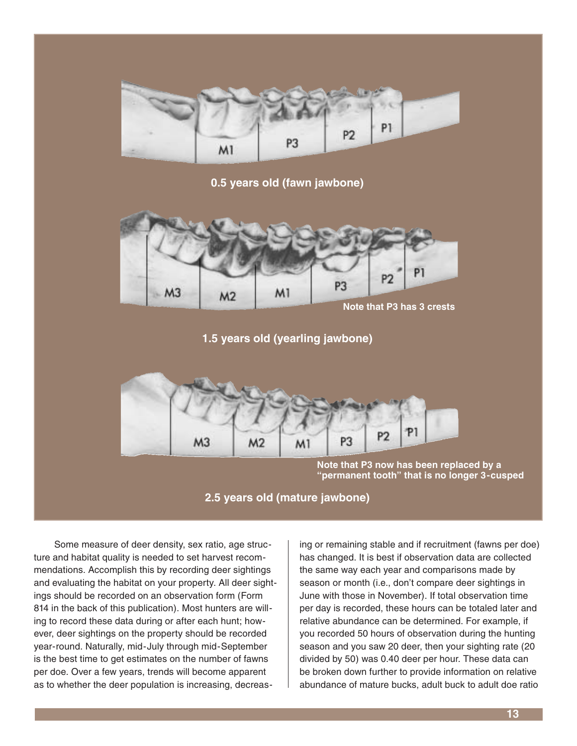**0.5 years old (fawn jawbone)**

**Note that P3 has 3 crests**

**1.5 years old (yearling jawbone)**

**Note that P3 now has been replaced by a "permanent tooth" that is no longer 3-cusped**

**2.5 years old (mature jawbone)**

Some measure of deer density, sex ratio, age structure and habitat quality is needed to set harvest recommendations. Accomplish this by recording deer sightings and evaluating the habitat on your property. All deer sightings should be recorded on an observation form (Form 814 in the back of this publication). Most hunters are willing to record these data during or after each hunt; however, deer sightings on the property should be recorded year-round. Naturally, mid-July through mid-September is the best time to get estimates on the number of fawns per doe. Over a few years, trends will become apparent as to whether the deer population is increasing, decreasing or remaining stable and if recruitment (fawns per doe) has changed. It is best if observation data are collected the same way each year and comparisons made by season or month (i.e., don't compare deer sightings in June with those in November). If total observation time per day is recorded, these hours can be totaled later and relative abundance can be determined. For example, if you recorded 50 hours of observation during the hunting season and you saw 20 deer, then your sighting rate (20 divided by 50) was 0.40 deer per hour. These data can be broken down further to provide information on relative abundance of mature bucks, adult buck to adult doe ratio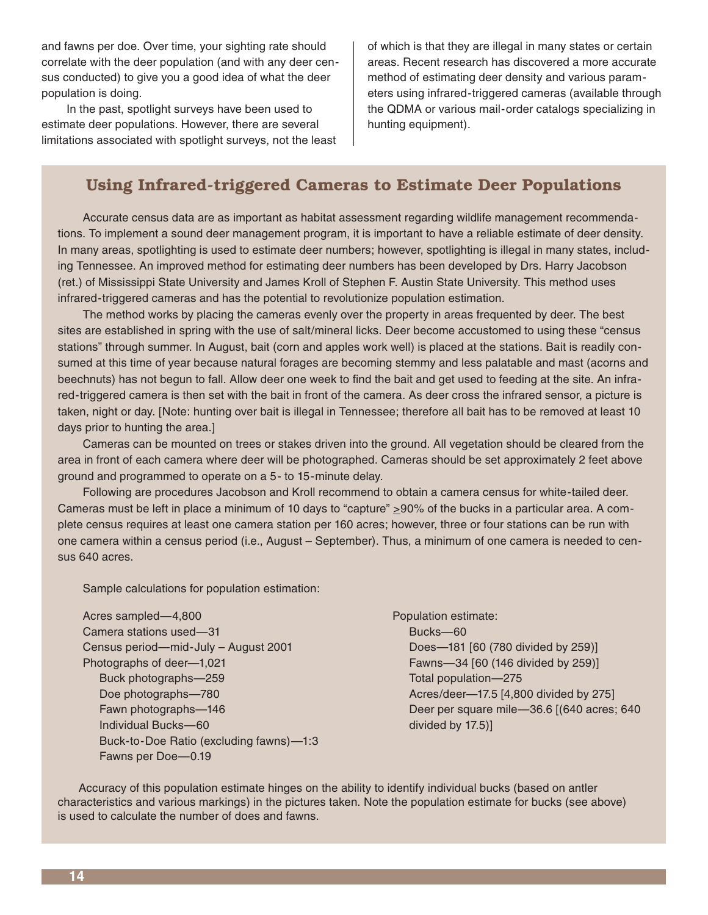and fawns per doe. Over time, your sighting rate should correlate with the deer population (and with any deer census conducted) to give you a good idea of what the deer population is doing.

In the past, spotlight surveys have been used to estimate deer populations. However, there are several limitations associated with spotlight surveys, not the least of which is that they are illegal in many states or certain areas. Recent research has discovered a more accurate method of estimating deer density and various parameters using infrared-triggered cameras (available through the QDMA or various mail-order catalogs specializing in hunting equipment).

## Using Infrared-triggered Cameras to Estimate Deer Populations

Accurate census data are as important as habitat assessment regarding wildlife management recommendations. To implement a sound deer management program, it is important to have a reliable estimate of deer density. In many areas, spotlighting is used to estimate deer numbers; however, spotlighting is illegal in many states, including Tennessee. An improved method for estimating deer numbers has been developed by Drs. Harry Jacobson (ret.) of Mississippi State University and James Kroll of Stephen F. Austin State University. This method uses infrared-triggered cameras and has the potential to revolutionize population estimation.

The method works by placing the cameras evenly over the property in areas frequented by deer. The best sites are established in spring with the use of salt/mineral licks. Deer become accustomed to using these "census stations" through summer. In August, bait (corn and apples work well) is placed at the stations. Bait is readily consumed at this time of year because natural forages are becoming stemmy and less palatable and mast (acorns and beechnuts) has not begun to fall. Allow deer one week to find the bait and get used to feeding at the site. An infrared-triggered camera is then set with the bait in front of the camera. As deer cross the infrared sensor, a picture is taken, night or day. [Note: hunting over bait is illegal in Tennessee; therefore all bait has to be removed at least 10 days prior to hunting the area.]

Cameras can be mounted on trees or stakes driven into the ground. All vegetation should be cleared from the area in front of each camera where deer will be photographed. Cameras should be set approximately 2 feet above ground and programmed to operate on a 5- to 15-minute delay.

Following are procedures Jacobson and Kroll recommend to obtain a camera census for white-tailed deer. Cameras must be left in place a minimum of 10 days to "capture" $\geq$90% of the bucks in a particular area. A complete census requires at least one camera station per 160 acres; however, three or four stations can be run with one camera within a census period (i.e., August – September). Thus, a minimum of one camera is needed to census 640 acres.

Sample calculations for population estimation:

Acres sampled—4,800
Camera stations used—31
Census period—mid-July – August 2001
Photographs of deer—1,021
- Buck photographs—259
- Doe photographs—780
- Fawn photographs—146
- Individual Bucks—60
- Buck-to-Doe Ratio (excluding fawns)—1:3
- Fawns per Doe—0.19

Population estimate:
- Bucks—60
- Does—181 [60 (780 divided by 259)]
- Fawns—34 [60 (146 divided by 259)]
- Total population—275
- Acres/deer—17.5 [4,800 divided by 275]
- Deer per square mile—36.6 [(640 acres; 640 divided by 17.5)]

Accuracy of this population estimate hinges on the ability to identify individual bucks (based on antler characteristics and various markings) in the pictures taken. Note the population estimate for bucks (see above) is used to calculate the number of does and fawns.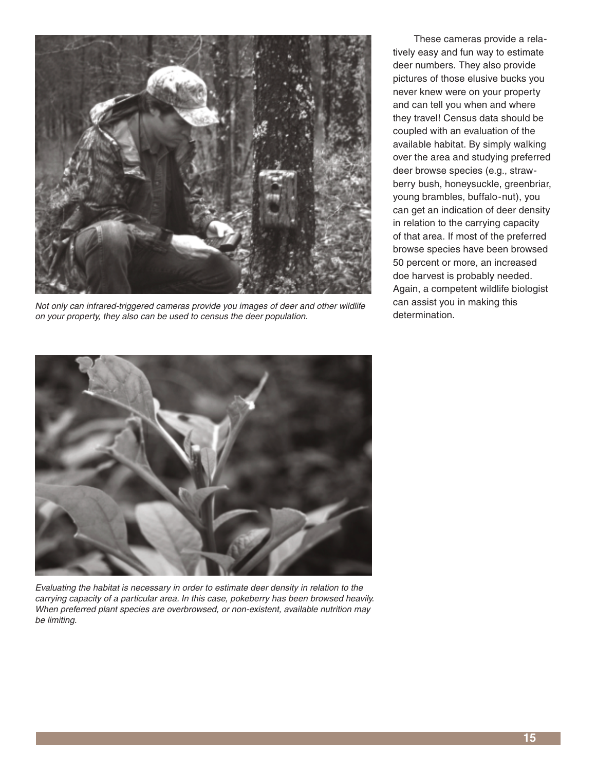*Not only can infrared-triggered cameras provide you images of deer and other wildlife on your property, they also can be used to census the deer population.*

These cameras provide a relatively easy and fun way to estimate deer numbers. They also provide pictures of those elusive bucks you never knew were on your property and can tell you when and where they travel! Census data should be coupled with an evaluation of the available habitat. By simply walking over the area and studying preferred deer browse species (e.g., strawberry bush, honeysuckle, greenbriar, young brambles, buffalo-nut), you can get an indication of deer density in relation to the carrying capacity of that area. If most of the preferred browse species have been browsed 50 percent or more, an increased doe harvest is probably needed. Again, a competent wildlife biologist can assist you in making this determination.

*Evaluating the habitat is necessary in order to estimate deer density in relation to the carrying capacity of a particular area. In this case, pokeberry has been browsed heavily. When preferred plant species are overbrowsed, or non-existent, available nutrition may be limiting.*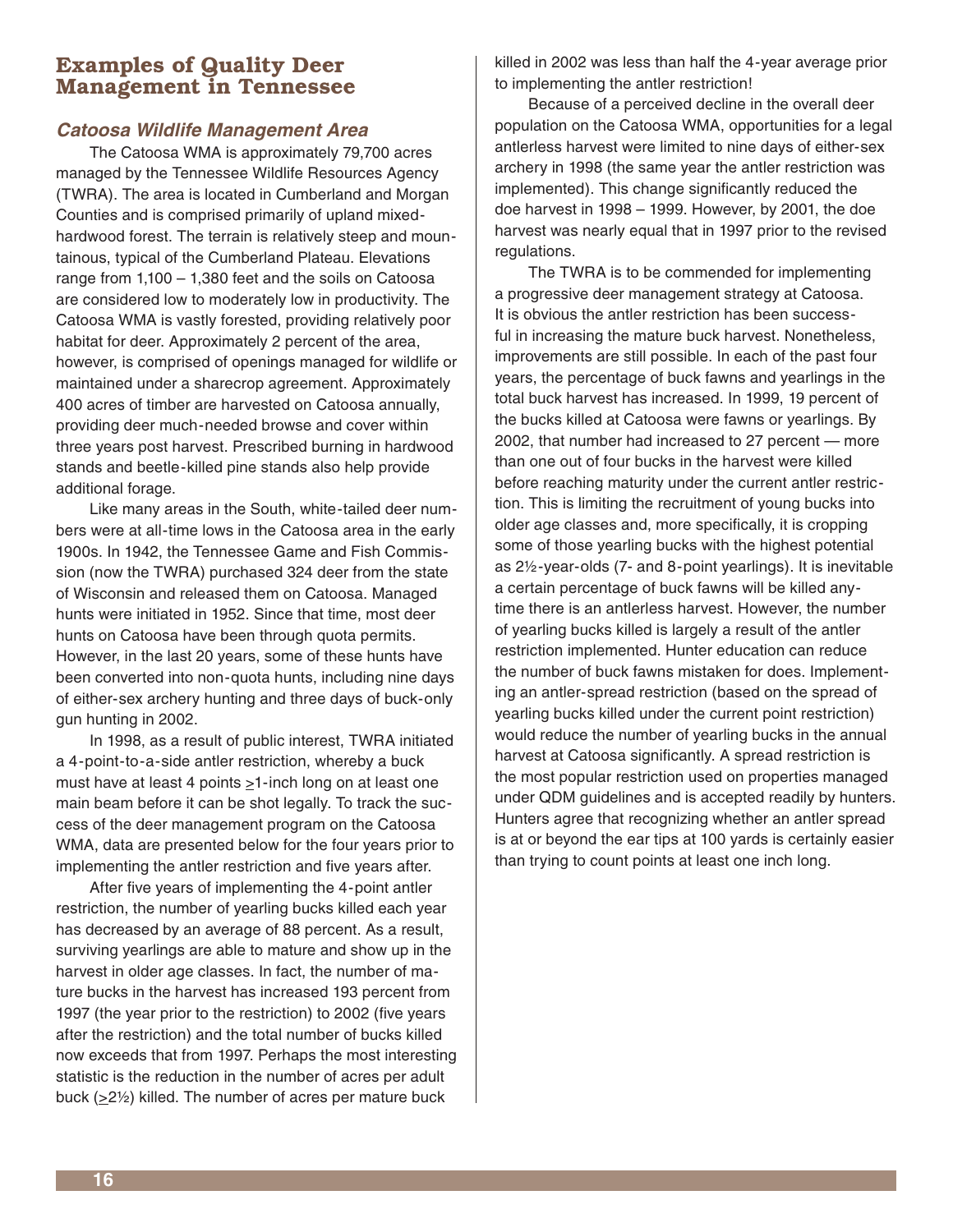## Examples of Quality Deer Management in Tennessee

### *Catoosa Wildlife Management Area*

The Catoosa WMA is approximately 79,700 acres managed by the Tennessee Wildlife Resources Agency (TWRA). The area is located in Cumberland and Morgan Counties and is comprised primarily of upland mixed-hardwood forest. The terrain is relatively steep and mountainous, typical of the Cumberland Plateau. Elevations range from 1,100 – 1,380 feet and the soils on Catoosa are considered low to moderately low in productivity. The Catoosa WMA is vastly forested, providing relatively poor habitat for deer. Approximately 2 percent of the area, however, is comprised of openings managed for wildlife or maintained under a sharecrop agreement. Approximately 400 acres of timber are harvested on Catoosa annually, providing deer much-needed browse and cover within three years post harvest. Prescribed burning in hardwood stands and beetle-killed pine stands also help provide additional forage.

Like many areas in the South, white-tailed deer numbers were at all-time lows in the Catoosa area in the early 1900s. In 1942, the Tennessee Game and Fish Commission (now the TWRA) purchased 324 deer from the state of Wisconsin and released them on Catoosa. Managed hunts were initiated in 1952. Since that time, most deer hunts on Catoosa have been through quota permits. However, in the last 20 years, some of these hunts have been converted into non-quota hunts, including nine days of either-sex archery hunting and three days of buck-only gun hunting in 2002.

In 1998, as a result of public interest, TWRA initiated a 4-point-to-a-side antler restriction, whereby a buck must have at least 4 points ≥1-inch long on at least one main beam before it can be shot legally. To track the success of the deer management program on the Catoosa WMA, data are presented below for the four years prior to implementing the antler restriction and five years after.

After five years of implementing the 4-point antler restriction, the number of yearling bucks killed each year has decreased by an average of 88 percent. As a result, surviving yearlings are able to mature and show up in the harvest in older age classes. In fact, the number of mature bucks in the harvest has increased 193 percent from 1997 (the year prior to the restriction) to 2002 (five years after the restriction) and the total number of bucks killed now exceeds that from 1997. Perhaps the most interesting statistic is the reduction in the number of acres per adult buck (≥2½) killed. The number of acres per mature buck killed in 2002 was less than half the 4-year average prior to implementing the antler restriction!

Because of a perceived decline in the overall deer population on the Catoosa WMA, opportunities for a legal antlerless harvest were limited to nine days of either-sex archery in 1998 (the same year the antler restriction was implemented). This change significantly reduced the doe harvest in 1998 – 1999. However, by 2001, the doe harvest was nearly equal that in 1997 prior to the revised regulations.

The TWRA is to be commended for implementing a progressive deer management strategy at Catoosa. It is obvious the antler restriction has been successful in increasing the mature buck harvest. Nonetheless, improvements are still possible. In each of the past four years, the percentage of buck fawns and yearlings in the total buck harvest has increased. In 1999, 19 percent of the bucks killed at Catoosa were fawns or yearlings. By 2002, that number had increased to 27 percent — more than one out of four bucks in the harvest were killed before reaching maturity under the current antler restriction. This is limiting the recruitment of young bucks into older age classes and, more specifically, it is cropping some of those yearling bucks with the highest potential as 2½-year-olds (7- and 8-point yearlings). It is inevitable a certain percentage of buck fawns will be killed anytime there is an antlerless harvest. However, the number of yearling bucks killed is largely a result of the antler restriction implemented. Hunter education can reduce the number of buck fawns mistaken for does. Implementing an antler-spread restriction (based on the spread of yearling bucks killed under the current point restriction) would reduce the number of yearling bucks in the annual harvest at Catoosa significantly. A spread restriction is the most popular restriction used on properties managed under QDM guidelines and is accepted readily by hunters. Hunters agree that recognizing whether an antler spread is at or beyond the ear tips at 100 yards is certainly easier than trying to count points at least one inch long.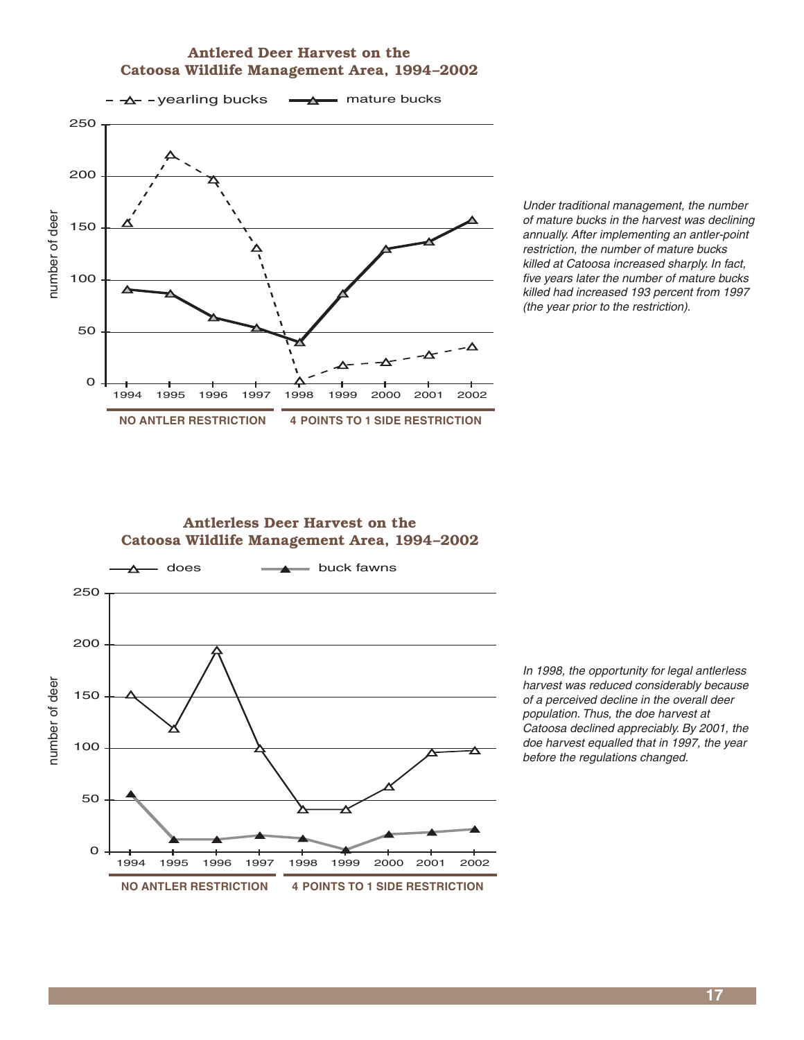**Antlered Deer Harvest on the Catoosa Wildlife Management Area, 1994–2002**

*Under traditional management, the number of mature bucks in the harvest was declining annually. After implementing an antler-point restriction, the number of mature bucks killed at Catoosa increased sharply. In fact, five years later the number of mature bucks killed had increased 193 percent from 1997 (the year prior to the restriction).*

**Antlerless Deer Harvest on the Catoosa Wildlife Management Area, 1994–2002**

*In 1998, the opportunity for legal antlerless harvest was reduced considerably because of a perceived decline in the overall deer population. Thus, the doe harvest at Catoosa declined appreciably. By 2001, the doe harvest equalled that in 1997, the year before the regulations changed.*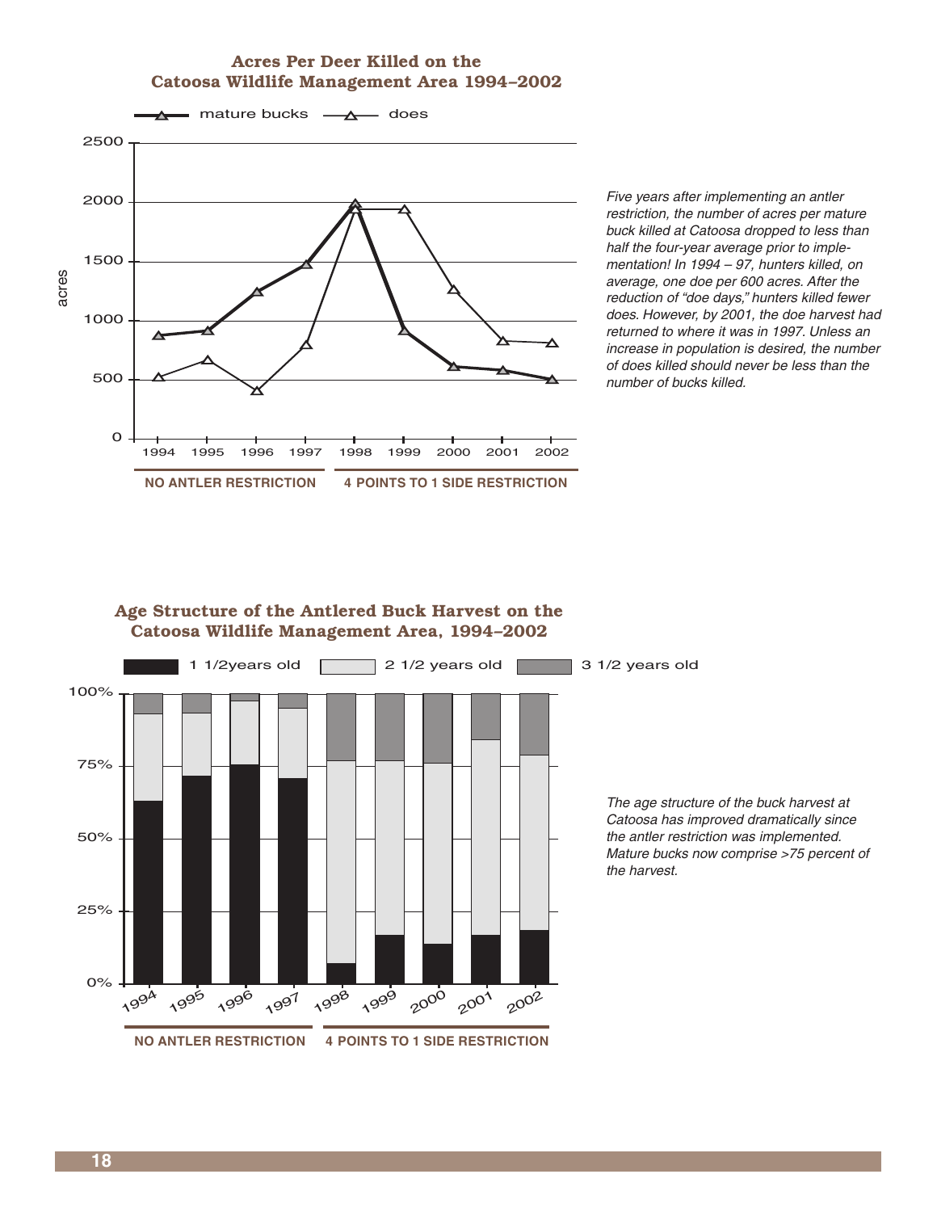## Acres Per Deer Killed on the Catoosa Wildlife Management Area 1994–2002

mature bucks — does

acres

2500
2000
1500
1000
500
0

1994 1995 1996 1997 1998 1999 2000 2001 2002

**NO ANTLER RESTRICTION** **4 POINTS TO 1 SIDE RESTRICTION**

*Five years after implementing an antler restriction, the number of acres per mature buck killed at Catoosa dropped to less than half the four-year average prior to implementation! In 1994 – 97, hunters killed, on average, one doe per 600 acres. After the reduction of "doe days," hunters killed fewer does. However, by 2001, the doe harvest had returned to where it was in 1997. Unless an increase in population is desired, the number of does killed should never be less than the number of bucks killed.*

## Age Structure of the Antlered Buck Harvest on the Catoosa Wildlife Management Area, 1994–2002

1 1/2years old — 2 1/2 years old — 3 1/2 years old

100%
75%
50%
25%
0%

1994 1995 1996 1997 1998 1999 2000 2001 2002

**NO ANTLER RESTRICTION** **4 POINTS TO 1 SIDE RESTRICTION**

*The age structure of the buck harvest at Catoosa has improved dramatically since the antler restriction was implemented. Mature bucks now comprise >75 percent of the harvest.*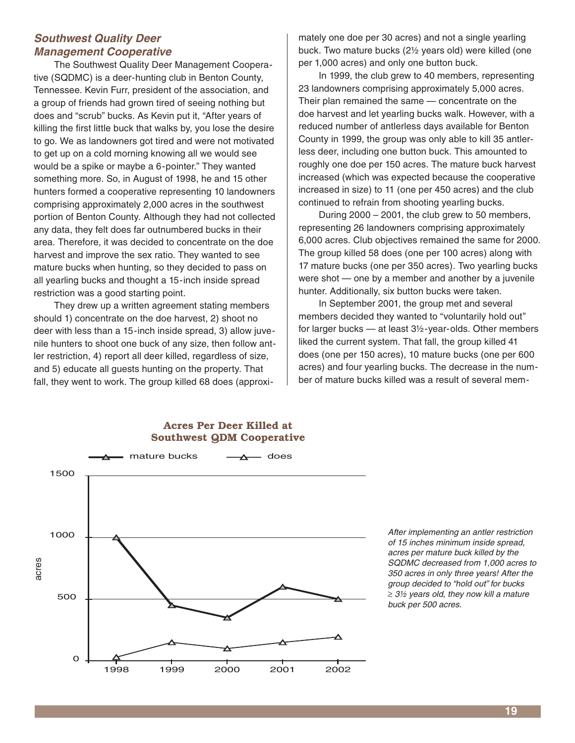### *Southwest Quality Deer Management Cooperative*

The Southwest Quality Deer Management Cooperative (SQDMC) is a deer-hunting club in Benton County, Tennessee. Kevin Furr, president of the association, and a group of friends had grown tired of seeing nothing but does and "scrub" bucks. As Kevin put it, "After years of killing the first little buck that walks by, you lose the desire to go. We as landowners got tired and were not motivated to get up on a cold morning knowing all we would see would be a spike or maybe a 6-pointer." They wanted something more. So, in August of 1998, he and 15 other hunters formed a cooperative representing 10 landowners comprising approximately 2,000 acres in the southwest portion of Benton County. Although they had not collected any data, they felt does far outnumbered bucks in their area. Therefore, it was decided to concentrate on the doe harvest and improve the sex ratio. They wanted to see mature bucks when hunting, so they decided to pass on all yearling bucks and thought a 15-inch inside spread restriction was a good starting point.

They drew up a written agreement stating members should 1) concentrate on the doe harvest, 2) shoot no deer with less than a 15-inch inside spread, 3) allow juvenile hunters to shoot one buck of any size, then follow antler restriction, 4) report all deer killed, regardless of size, and 5) educate all guests hunting on the property. That fall, they went to work. The group killed 68 does (approximately one doe per 30 acres) and not a single yearling buck. Two mature bucks (2½ years old) were killed (one per 1,000 acres) and only one button buck.

In 1999, the club grew to 40 members, representing 23 landowners comprising approximately 5,000 acres. Their plan remained the same — concentrate on the doe harvest and let yearling bucks walk. However, with a reduced number of antlerless days available for Benton County in 1999, the group was only able to kill 35 antlerless deer, including one button buck. This amounted to roughly one doe per 150 acres. The mature buck harvest increased (which was expected because the cooperative increased in size) to 11 (one per 450 acres) and the club continued to refrain from shooting yearling bucks.

During 2000 – 2001, the club grew to 50 members, representing 26 landowners comprising approximately 6,000 acres. Club objectives remained the same for 2000. The group killed 58 does (one per 100 acres) along with 17 mature bucks (one per 350 acres). Two yearling bucks were shot — one by a member and another by a juvenile hunter. Additionally, six button bucks were taken.

In September 2001, the group met and several members decided they wanted to "voluntarily hold out" for larger bucks — at least 3½-year-olds. Other members liked the current system. That fall, the group killed 41 does (one per 150 acres), 10 mature bucks (one per 600 acres) and four yearling bucks. The decrease in the number of mature bucks killed was a result of several mem-

**Acres Per Deer Killed at Southwest QDM Cooperative**

*After implementing an antler restriction of 15 inches minimum inside spread, acres per mature buck killed by the SQDMC decreased from 1,000 acres to 350 acres in only three years! After the group decided to "hold out" for bucks ≥ 3½ years old, they now kill a mature buck per 500 acres.*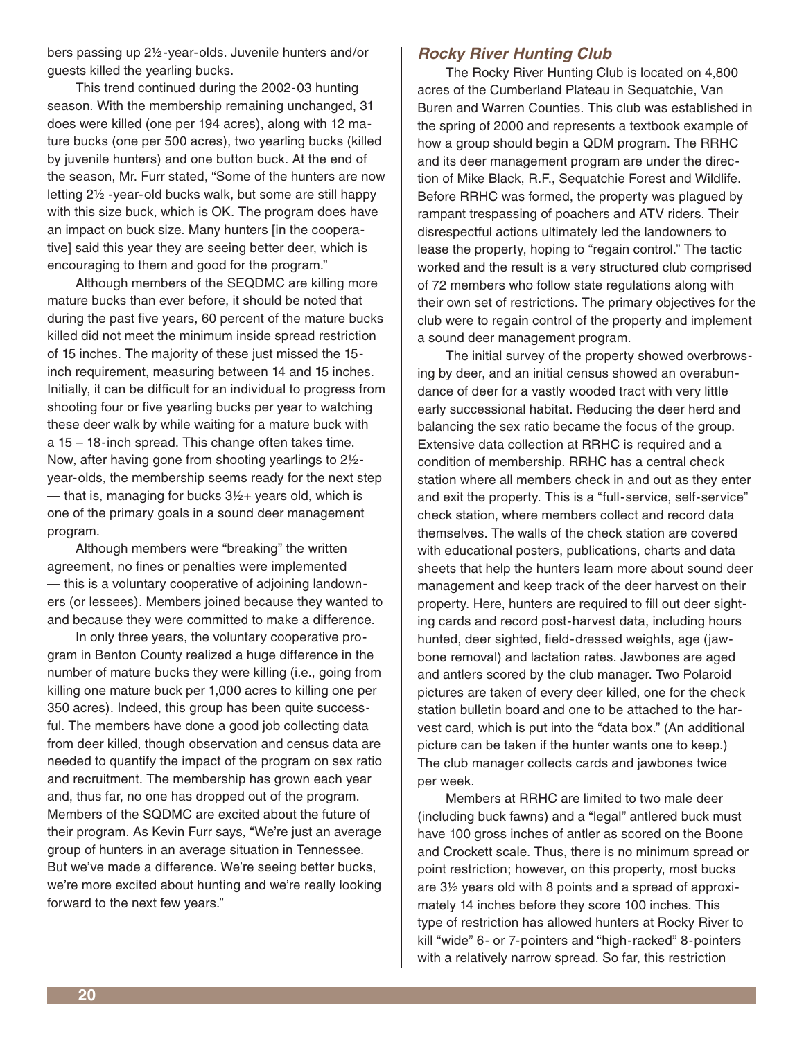bers passing up 2½-year-olds. Juvenile hunters and/or guests killed the yearling bucks.

This trend continued during the 2002-03 hunting season. With the membership remaining unchanged, 31 does were killed (one per 194 acres), along with 12 mature bucks (one per 500 acres), two yearling bucks (killed by juvenile hunters) and one button buck. At the end of the season, Mr. Furr stated, "Some of the hunters are now letting 2½ -year-old bucks walk, but some are still happy with this size buck, which is OK. The program does have an impact on buck size. Many hunters [in the cooperative] said this year they are seeing better deer, which is encouraging to them and good for the program."

Although members of the SEQDMC are killing more mature bucks than ever before, it should be noted that during the past five years, 60 percent of the mature bucks killed did not meet the minimum inside spread restriction of 15 inches. The majority of these just missed the 15-inch requirement, measuring between 14 and 15 inches. Initially, it can be difficult for an individual to progress from shooting four or five yearling bucks per year to watching these deer walk by while waiting for a mature buck with a 15 – 18-inch spread. This change often takes time. Now, after having gone from shooting yearlings to 2½-year-olds, the membership seems ready for the next step — that is, managing for bucks 3½+ years old, which is one of the primary goals in a sound deer management program.

Although members were "breaking" the written agreement, no fines or penalties were implemented — this is a voluntary cooperative of adjoining landowners (or lessees). Members joined because they wanted to and because they were committed to make a difference.

In only three years, the voluntary cooperative program in Benton County realized a huge difference in the number of mature bucks they were killing (i.e., going from killing one mature buck per 1,000 acres to killing one per 350 acres). Indeed, this group has been quite successful. The members have done a good job collecting data from deer killed, though observation and census data are needed to quantify the impact of the program on sex ratio and recruitment. The membership has grown each year and, thus far, no one has dropped out of the program. Members of the SQDMC are excited about the future of their program. As Kevin Furr says, "We're just an average group of hunters in an average situation in Tennessee. But we've made a difference. We're seeing better bucks, we're more excited about hunting and we're really looking forward to the next few years."

### *Rocky River Hunting Club*

The Rocky River Hunting Club is located on 4,800 acres of the Cumberland Plateau in Sequatchie, Van Buren and Warren Counties. This club was established in the spring of 2000 and represents a textbook example of how a group should begin a QDM program. The RRHC and its deer management program are under the direction of Mike Black, R.F., Sequatchie Forest and Wildlife. Before RRHC was formed, the property was plagued by rampant trespassing of poachers and ATV riders. Their disrespectful actions ultimately led the landowners to lease the property, hoping to "regain control." The tactic worked and the result is a very structured club comprised of 72 members who follow state regulations along with their own set of restrictions. The primary objectives for the club were to regain control of the property and implement a sound deer management program.

The initial survey of the property showed overbrowsing by deer, and an initial census showed an overabundance of deer for a vastly wooded tract with very little early successional habitat. Reducing the deer herd and balancing the sex ratio became the focus of the group. Extensive data collection at RRHC is required and a condition of membership. RRHC has a central check station where all members check in and out as they enter and exit the property. This is a "full-service, self-service" check station, where members collect and record data themselves. The walls of the check station are covered with educational posters, publications, charts and data sheets that help the hunters learn more about sound deer management and keep track of the deer harvest on their property. Here, hunters are required to fill out deer sighting cards and record post-harvest data, including hours hunted, deer sighted, field-dressed weights, age (jawbone removal) and lactation rates. Jawbones are aged and antlers scored by the club manager. Two Polaroid pictures are taken of every deer killed, one for the check station bulletin board and one to be attached to the harvest card, which is put into the "data box." (An additional picture can be taken if the hunter wants one to keep.) The club manager collects cards and jawbones twice per week.

Members at RRHC are limited to two male deer (including buck fawns) and a "legal" antlered buck must have 100 gross inches of antler as scored on the Boone and Crockett scale. Thus, there is no minimum spread or point restriction; however, on this property, most bucks are 3½ years old with 8 points and a spread of approximately 14 inches before they score 100 inches. This type of restriction has allowed hunters at Rocky River to kill "wide" 6- or 7-pointers and "high-racked" 8-pointers with a relatively narrow spread. So far, this restriction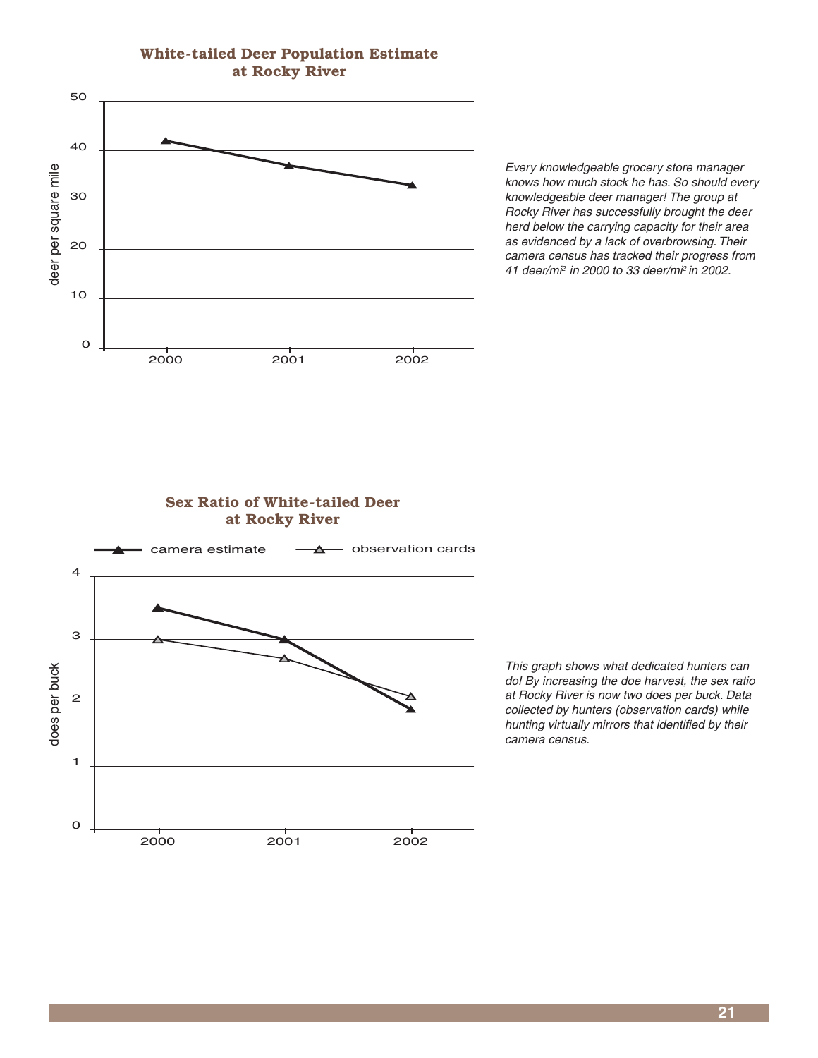**White-tailed Deer Population Estimate at Rocky River**

*Every knowledgeable grocery store manager knows how much stock he has. So should every knowledgeable deer manager! The group at Rocky River has successfully brought the deer herd below the carrying capacity for their area as evidenced by a lack of overbrowsing. Their camera census has tracked their progress from 41 deer/mi² in 2000 to 33 deer/mi² in 2002.*

**Sex Ratio of White-tailed Deer at Rocky River**

*This graph shows what dedicated hunters can do! By increasing the doe harvest, the sex ratio at Rocky River is now two does per buck. Data collected by hunters (observation cards) while hunting virtually mirrors that identified by their camera census.*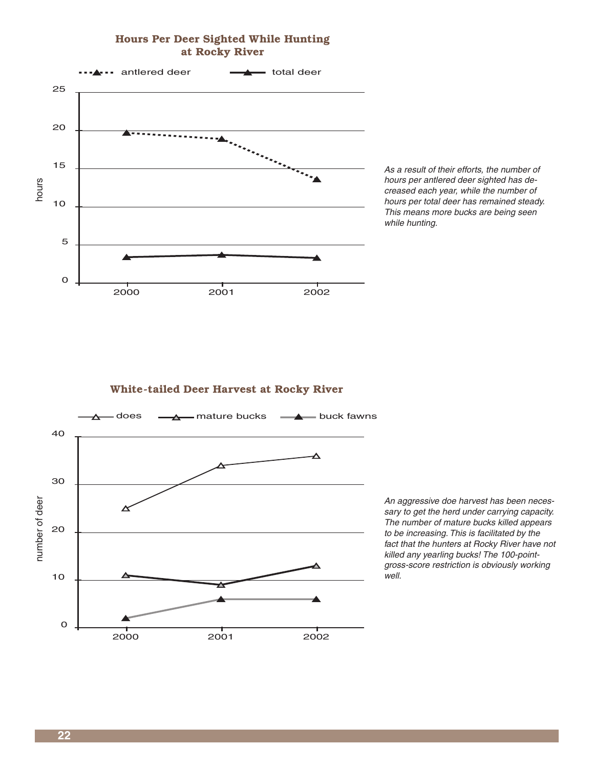## Hours Per Deer Sighted While Hunting at Rocky River

antlered deer · total deer

hours

25
20
15
10
5
0

2000 · 2001 · 2002

*As a result of their efforts, the number of hours per antlered deer sighted has decreased each year, while the number of hours per total deer has remained steady. This means more bucks are being seen while hunting.*

## White-tailed Deer Harvest at Rocky River

does · mature bucks · buck fawns

number of deer

40
30
20
10
0

2000 · 2001 · 2002

*An aggressive doe harvest has been necessary to get the herd under carrying capacity. The number of mature bucks killed appears to be increasing. This is facilitated by the fact that the hunters at Rocky River have not killed any yearling bucks! The 100-point-gross-score restriction is obviously working well.*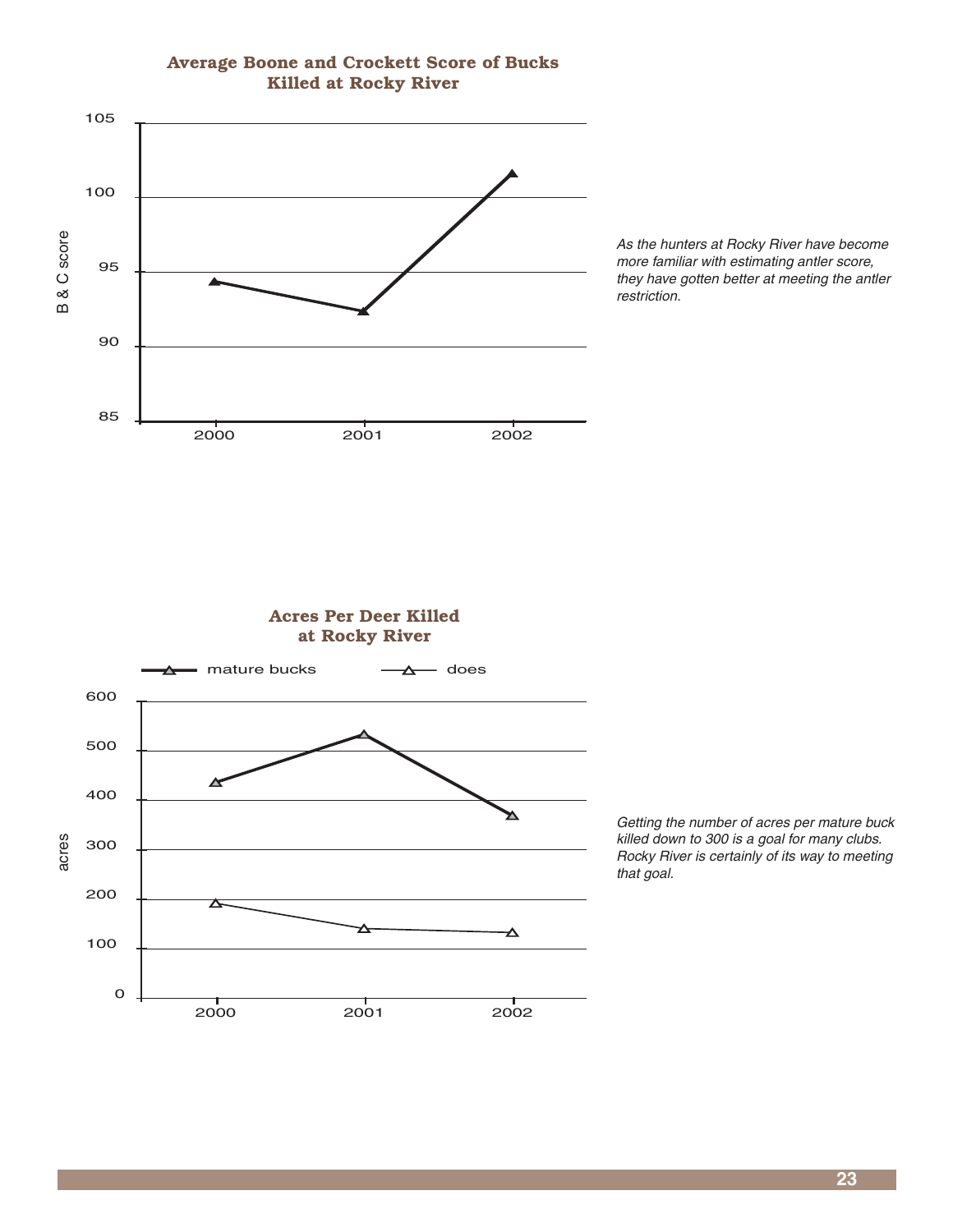### Average Boone and Crockett Score of Bucks Killed at Rocky River

*As the hunters at Rocky River have become more familiar with estimating antler score, they have gotten better at meeting the antler restriction.*

### Acres Per Deer Killed at Rocky River

*Getting the number of acres per mature buck killed down to 300 is a goal for many clubs. Rocky River is certainly of its way to meeting that goal.*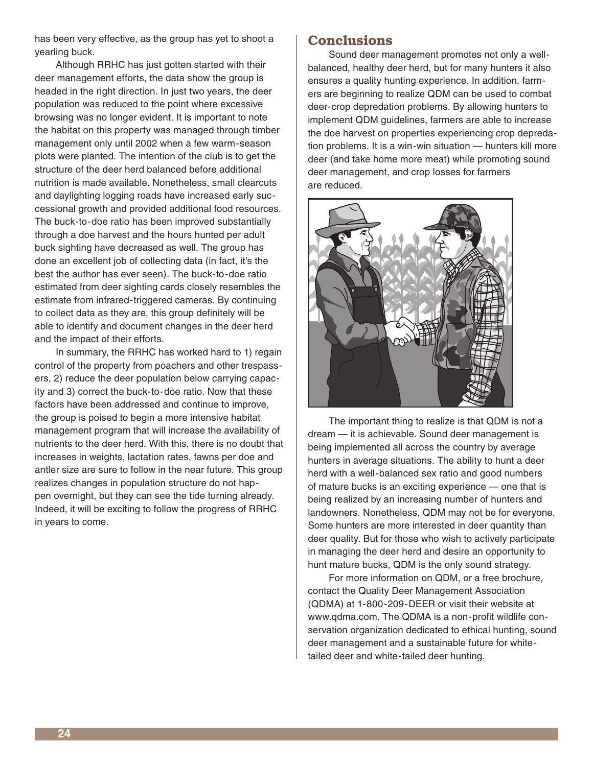has been very effective, as the group has yet to shoot a yearling buck.

Although RRHC has just gotten started with their deer management efforts, the data show the group is headed in the right direction. In just two years, the deer population was reduced to the point where excessive browsing was no longer evident. It is important to note the habitat on this property was managed through timber management only until 2002 when a few warm-season plots were planted. The intention of the club is to get the structure of the deer herd balanced before additional nutrition is made available. Nonetheless, small clearcuts and daylighting logging roads have increased early successional growth and provided additional food resources. The buck-to-doe ratio has been improved substantially through a doe harvest and the hours hunted per adult buck sighting have decreased as well. The group has done an excellent job of collecting data (in fact, it's the best the author has ever seen). The buck-to-doe ratio estimated from deer sighting cards closely resembles the estimate from infrared-triggered cameras. By continuing to collect data as they are, this group definitely will be able to identify and document changes in the deer herd and the impact of their efforts.

In summary, the RRHC has worked hard to 1) regain control of the property from poachers and other trespassers, 2) reduce the deer population below carrying capacity and 3) correct the buck-to-doe ratio. Now that these factors have been addressed and continue to improve, the group is poised to begin a more intensive habitat management program that will increase the availability of nutrients to the deer herd. With this, there is no doubt that increases in weights, lactation rates, fawns per doe and antler size are sure to follow in the near future. This group realizes changes in population structure do not happen overnight, but they can see the tide turning already. Indeed, it will be exciting to follow the progress of RRHC in years to come.

## Conclusions

Sound deer management promotes not only a well-balanced, healthy deer herd, but for many hunters it also ensures a quality hunting experience. In addition, farmers are beginning to realize QDM can be used to combat deer-crop depredation problems. By allowing hunters to implement QDM guidelines, farmers are able to increase the doe harvest on properties experiencing crop depredation problems. It is a win-win situation — hunters kill more deer (and take home more meat) while promoting sound deer management, and crop losses for farmers are reduced.

The important thing to realize is that QDM is not a dream — it is achievable. Sound deer management is being implemented all across the country by average hunters in average situations. The ability to hunt a deer herd with a well-balanced sex ratio and good numbers of mature bucks is an exciting experience — one that is being realized by an increasing number of hunters and landowners. Nonetheless, QDM may not be for everyone. Some hunters are more interested in deer quantity than deer quality. But for those who wish to actively participate in managing the deer herd and desire an opportunity to hunt mature bucks, QDM is the only sound strategy.

For more information on QDM, or a free brochure, contact the Quality Deer Management Association (QDMA) at 1-800-209-DEER or visit their website at www.qdma.com. The QDMA is a non-profit wildlife conservation organization dedicated to ethical hunting, sound deer management and a sustainable future for white-tailed deer and white-tailed deer hunting.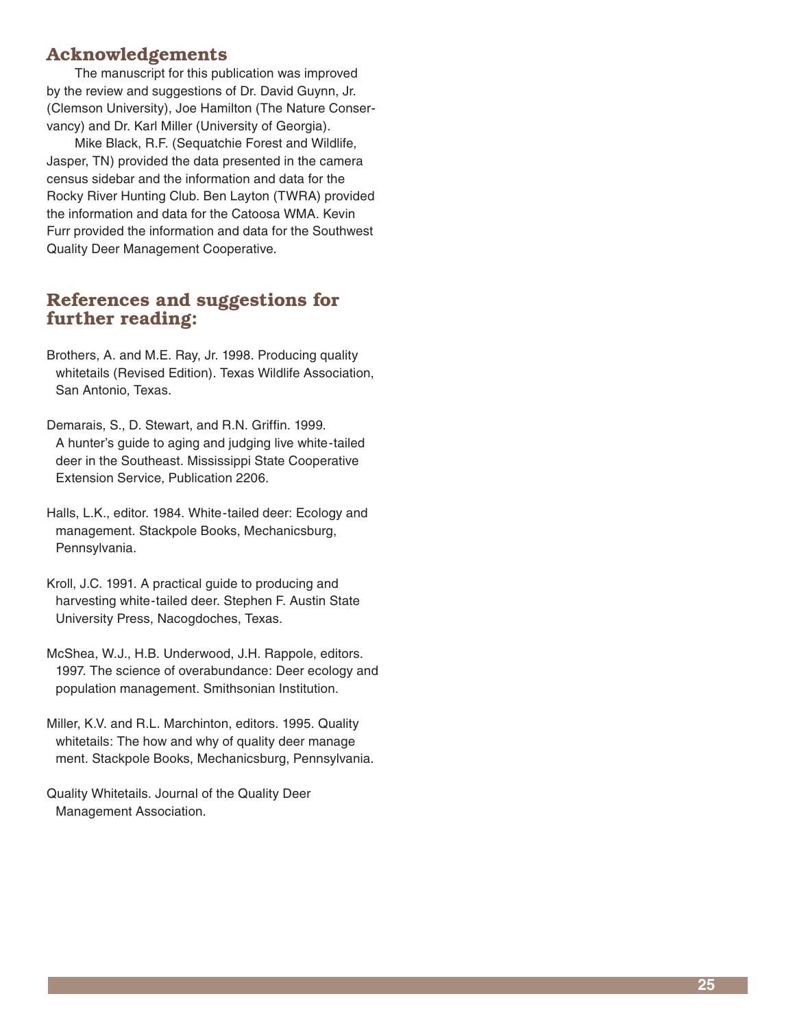## Acknowledgements

The manuscript for this publication was improved by the review and suggestions of Dr. David Guynn, Jr. (Clemson University), Joe Hamilton (The Nature Conservancy) and Dr. Karl Miller (University of Georgia).

Mike Black, R.F. (Sequatchie Forest and Wildlife, Jasper, TN) provided the data presented in the camera census sidebar and the information and data for the Rocky River Hunting Club. Ben Layton (TWRA) provided the information and data for the Catoosa WMA. Kevin Furr provided the information and data for the Southwest Quality Deer Management Cooperative.

## References and suggestions for further reading:

Brothers, A. and M.E. Ray, Jr. 1998. Producing quality whitetails (Revised Edition). Texas Wildlife Association, San Antonio, Texas.

Demarais, S., D. Stewart, and R.N. Griffin. 1999. A hunter's guide to aging and judging live white-tailed deer in the Southeast. Mississippi State Cooperative Extension Service, Publication 2206.

Halls, L.K., editor. 1984. White-tailed deer: Ecology and management. Stackpole Books, Mechanicsburg, Pennsylvania.

Kroll, J.C. 1991. A practical guide to producing and harvesting white-tailed deer. Stephen F. Austin State University Press, Nacogdoches, Texas.

McShea, W.J., H.B. Underwood, J.H. Rappole, editors. 1997. The science of overabundance: Deer ecology and population management. Smithsonian Institution.

Miller, K.V. and R.L. Marchinton, editors. 1995. Quality whitetails: The how and why of quality deer management. Stackpole Books, Mechanicsburg, Pennsylvania.

Quality Whitetails. Journal of the Quality Deer Management Association.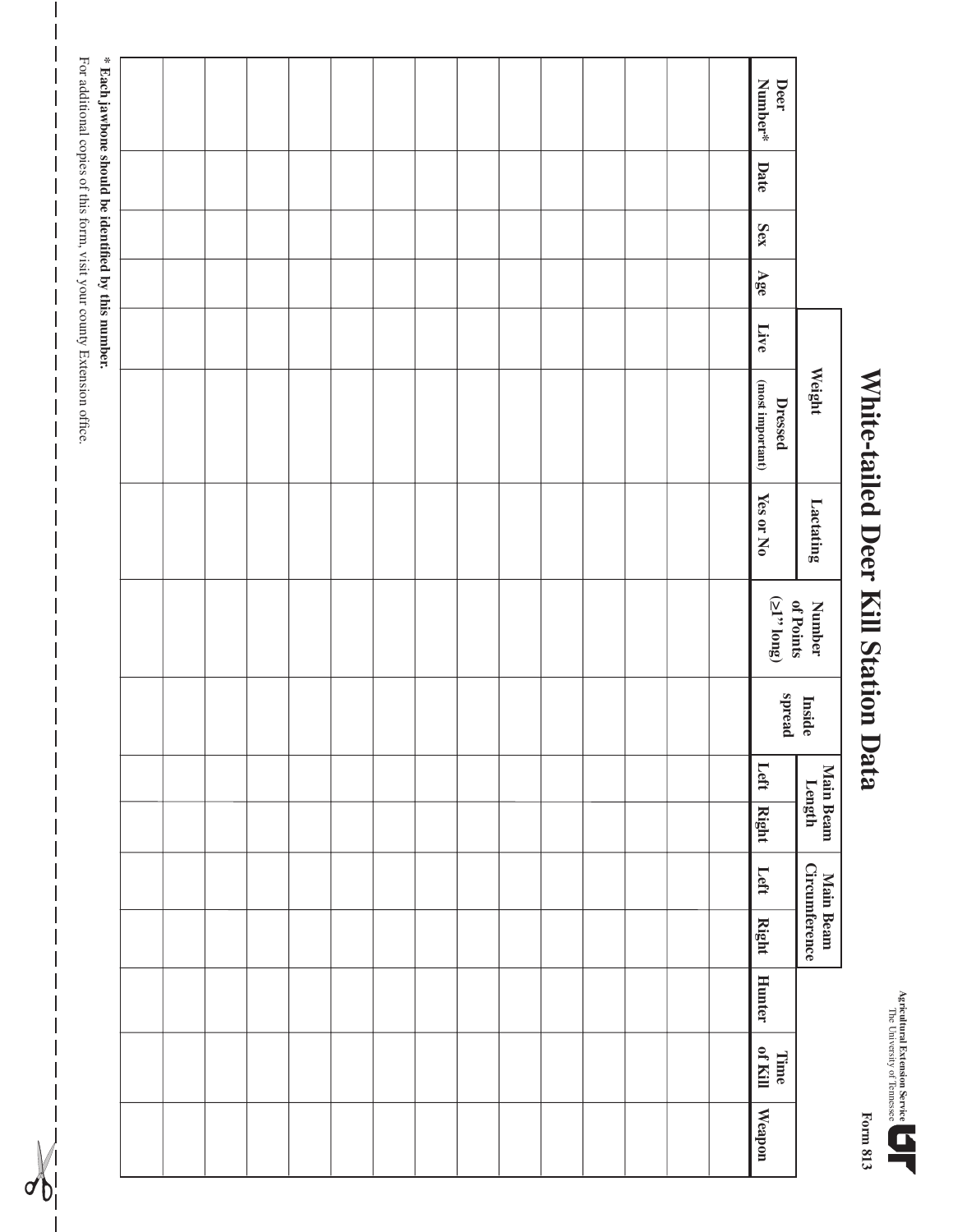Agricultural Extension Service
The University of Tennessee

Form 813

# White-tailed Deer Kill Station Data

| Deer Number* | Date | Sex | Age | Weight | | Lactating | Number of Points (≥1" long) | Inside spread | Main Beam Length | | Main Beam Circumference | | Hunter | Time of Kill | Weapon |
|---|---|---|---|---|---|---|---|---|---|---|---|---|---|---|---|
| | | | | Live | Dressed (most important) | Yes or No | | | Left | Right | Left | Right | | | |
| | | | | | | | | | | | | | | | |
| | | | | | | | | | | | | | | | |
| | | | | | | | | | | | | | | | |
| | | | | | | | | | | | | | | | |
| | | | | | | | | | | | | | | | |
| | | | | | | | | | | | | | | | |
| | | | | | | | | | | | | | | | |
| | | | | | | | | | | | | | | | |
| | | | | | | | | | | | | | | | |
| | | | | | | | | | | | | | | | |
| | | | | | | | | | | | | | | | |
| | | | | | | | | | | | | | | | |
| | | | | | | | | | | | | | | | |
| | | | | | | | | | | | | | | | |
| | | | | | | | | | | | | | | | |

**\* Each jawbone should be identified by this number.**

For additional copies of this form, visit your county Extension office.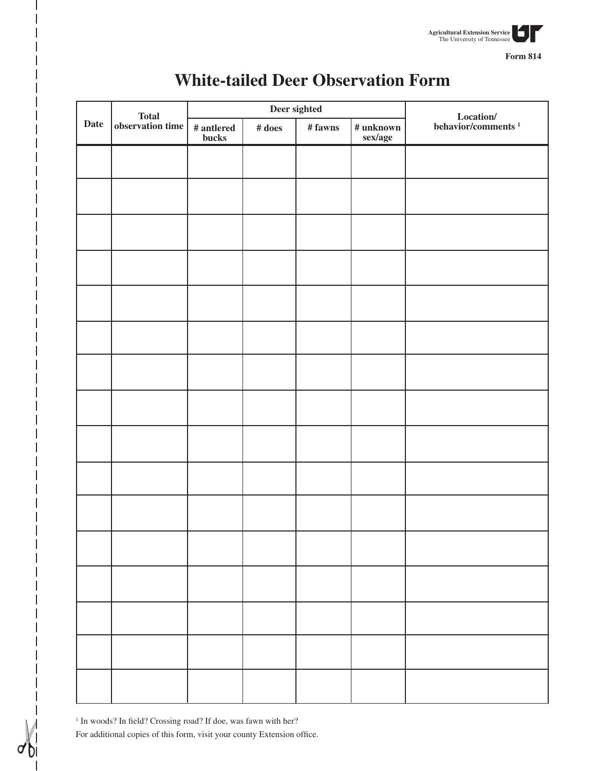Agricultural Extension Service
The University of Tennessee

Form 814

# White-tailed Deer Observation Form

| Date | Total observation time | Deer sighted | | | | Location/ behavior/comments [1] |
|---|---|---|---|---|---|---|
| | | # antlered bucks | # does | # fawns | # unknown sex/age | |
| | | | | | | |
| | | | | | | |
| | | | | | | |
| | | | | | | |
| | | | | | | |
| | | | | | | |
| | | | | | | |
| | | | | | | |
| | | | | | | |
| | | | | | | |
| | | | | | | |
| | | | | | | |
| | | | | | | |
| | | | | | | |
| | | | | | | |
| | | | | | | |

[1] In woods? In field? Crossing road? If doe, was fawn with her?

For additional copies of this form, visit your county Extension office.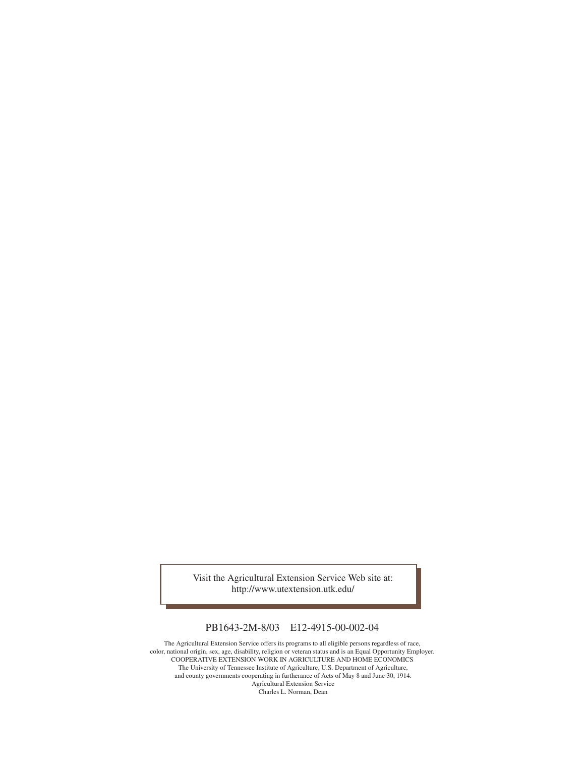Visit the Agricultural Extension Service Web site at:
http://www.utextension.utk.edu/

PB1643-2M-8/03 E12-4915-00-002-04

The Agricultural Extension Service offers its programs to all eligible persons regardless of race, color, national origin, sex, age, disability, religion or veteran status and is an Equal Opportunity Employer.
COOPERATIVE EXTENSION WORK IN AGRICULTURE AND HOME ECONOMICS
The University of Tennessee Institute of Agriculture, U.S. Department of Agriculture, and county governments cooperating in furtherance of Acts of May 8 and June 30, 1914.
Agricultural Extension Service
Charles L. Norman, Dean